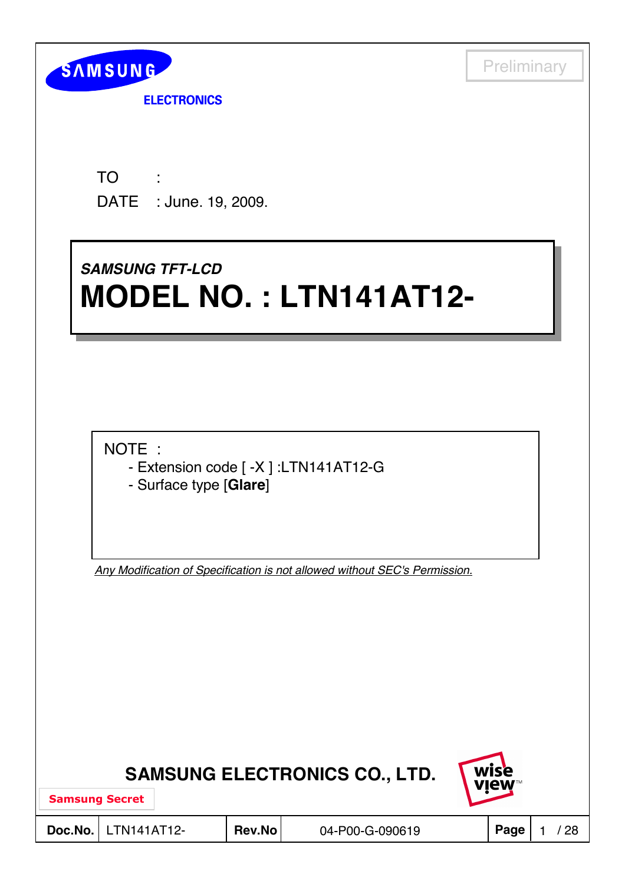SAMSUNG ELECTRONICS

Preliminary

TO :

DATE : June. 19, 2009.

***SAMSUNG TFT-LCD***

# MODEL NO. : LTN141AT12-

NOTE :

- Extension code [ -X ] :LTN141AT12-G
- Surface type [**Glare**]

*Any Modification of Specification is not allowed without SEC's Permission.*

**SAMSUNG ELECTRONICS CO., LTD.**

**Samsung Secret**

| **Doc.No.** | LTN141AT12- | **Rev.No** | 04-P00-G-090619 |
|---|---|---|---|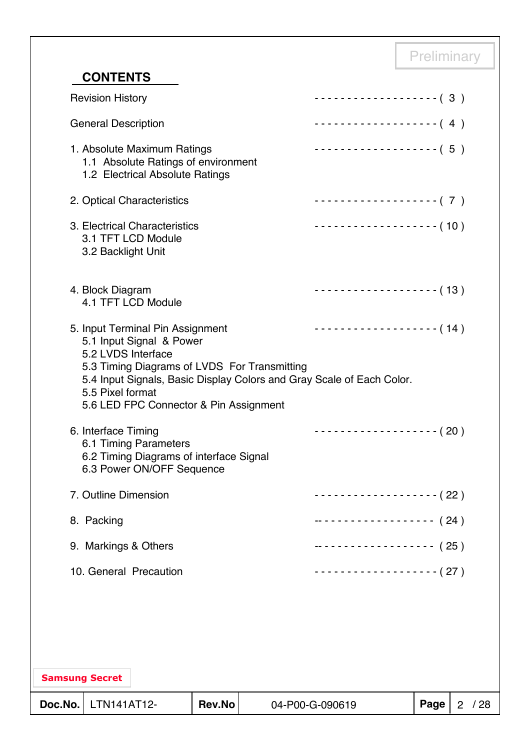Preliminary

## CONTENTS

Revision History ------------------- ( 3 )

General Description ------------------- ( 4 )

1. Absolute Maximum Ratings ------------------- ( 5 )
   1.1 Absolute Ratings of environment
   1.2 Electrical Absolute Ratings

2. Optical Characteristics ------------------- ( 7 )

3. Electrical Characteristics ------------------- ( 10 )
   3.1 TFT LCD Module
   3.2 Backlight Unit

4. Block Diagram ------------------- ( 13 )
   4.1 TFT LCD Module

5. Input Terminal Pin Assignment ------------------- ( 14 )
   5.1 Input Signal & Power
   5.2 LVDS Interface
   5.3 Timing Diagrams of LVDS For Transmitting
   5.4 Input Signals, Basic Display Colors and Gray Scale of Each Color.
   5.5 Pixel format
   5.6 LED FPC Connector & Pin Assignment

6. Interface Timing ------------------- ( 20 )
   6.1 Timing Parameters
   6.2 Timing Diagrams of interface Signal
   6.3 Power ON/OFF Sequence

7. Outline Dimension ------------------- ( 22 )

8. Packing ------------------- ( 24 )

9. Markings & Others ------------------- ( 25 )

10. General Precaution ------------------- ( 27 )

Samsung Secret

| Doc.No. | LTN141AT12- | Rev.No | 04-P00-G-090619 | Page | 2 / 28 |
|---|---|---|---|---|---|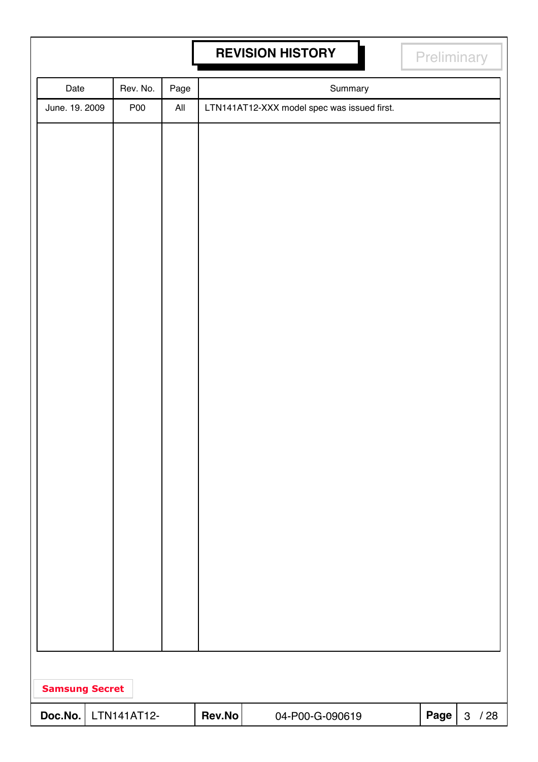# REVISION HISTORY

Preliminary

| Date | Rev. No. | Page | Summary |
|---|---|---|---|
| June. 19. 2009 | P00 | All | LTN141AT12-XXX model spec was issued first. |

Samsung Secret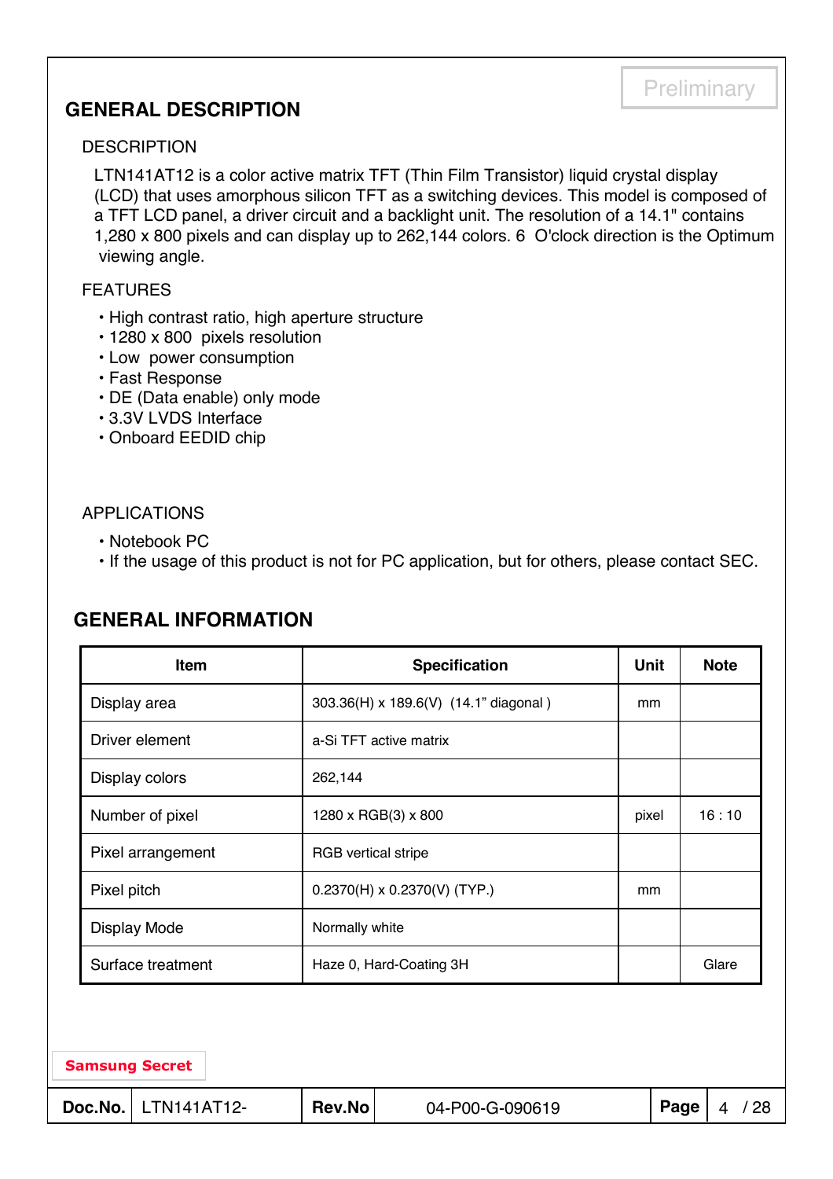## GENERAL DESCRIPTION

### DESCRIPTION

LTN141AT12 is a color active matrix TFT (Thin Film Transistor) liquid crystal display (LCD) that uses amorphous silicon TFT as a switching devices. This model is composed of a TFT LCD panel, a driver circuit and a backlight unit. The resolution of a 14.1" contains 1,280 x 800 pixels and can display up to 262,144 colors. 6 O'clock direction is the Optimum viewing angle.

### FEATURES

- High contrast ratio, high aperture structure
- 1280 x 800 pixels resolution
- Low power consumption
- Fast Response
- DE (Data enable) only mode
- 3.3V LVDS Interface
- Onboard EEDID chip

### APPLICATIONS

- Notebook PC
- If the usage of this product is not for PC application, but for others, please contact SEC.

## GENERAL INFORMATION

| Item | Specification | Unit | Note |
|---|---|---|---|
| Display area | 303.36(H) x 189.6(V) (14.1" diagonal ) | mm | |
| Driver element | a-Si TFT active matrix | | |
| Display colors | 262,144 | | |
| Number of pixel | 1280 x RGB(3) x 800 | pixel | 16 : 10 |
| Pixel arrangement | RGB vertical stripe | | |
| Pixel pitch | 0.2370(H) x 0.2370(V) (TYP.) | mm | |
| Display Mode | Normally white | | |
| Surface treatment | Haze 0, Hard-Coating 3H | | Glare |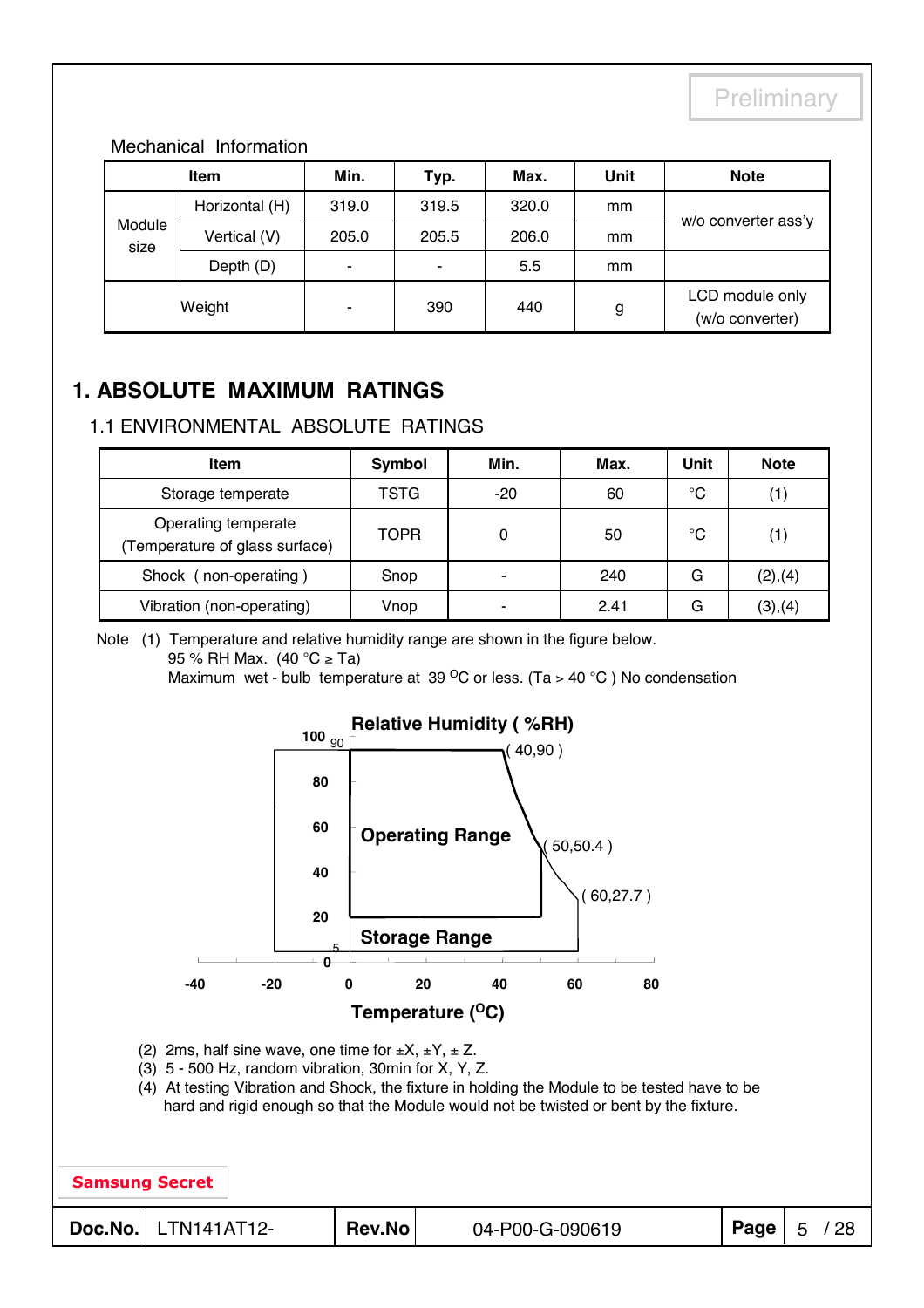Preliminary

Mechanical Information

| Item | | Min. | Typ. | Max. | Unit | Note |
|---|---|---|---|---|---|---|
| Module size | Horizontal (H) | 319.0 | 319.5 | 320.0 | mm | w/o converter ass'y |
| | Vertical (V) | 205.0 | 205.5 | 206.0 | mm | |
| | Depth (D) | - | - | 5.5 | mm | |
| Weight | | - | 390 | 440 | g | LCD module only (w/o converter) |

# 1. ABSOLUTE MAXIMUM RATINGS

## 1.1 ENVIRONMENTAL ABSOLUTE RATINGS

| Item | Symbol | Min. | Max. | Unit | Note |
|---|---|---|---|---|---|
| Storage temperate | TSTG | -20 | 60 | °C | (1) |
| Operating temperate (Temperature of glass surface) | TOPR | 0 | 50 | °C | (1) |
| Shock ( non-operating ) | Snop | - | 240 | G | (2),(4) |
| Vibration (non-operating) | Vnop | - | 2.41 | G | (3),(4) |

Note (1) Temperature and relative humidity range are shown in the figure below.
95 % RH Max. (40 °C ≥ Ta)
Maximum wet - bulb temperature at 39 °C or less. (Ta > 40 °C ) No condensation

Relative Humidity ( %RH)

( 40,90 ) ( 50,50.4 ) ( 60,27.7 )

Operating Range

Storage Range

Temperature (°C)

(2) 2ms, half sine wave, one time for ±X, ±Y, ± Z.
(3) 5 - 500 Hz, random vibration, 30min for X, Y, Z.
(4) At testing Vibration and Shock, the fixture in holding the Module to be tested have to be hard and rigid enough so that the Module would not be twisted or bent by the fixture.

Samsung Secret

| Doc.No. | LTN141AT12- | Rev.No | 04-P00-G-090619 |
|---|---|---|---|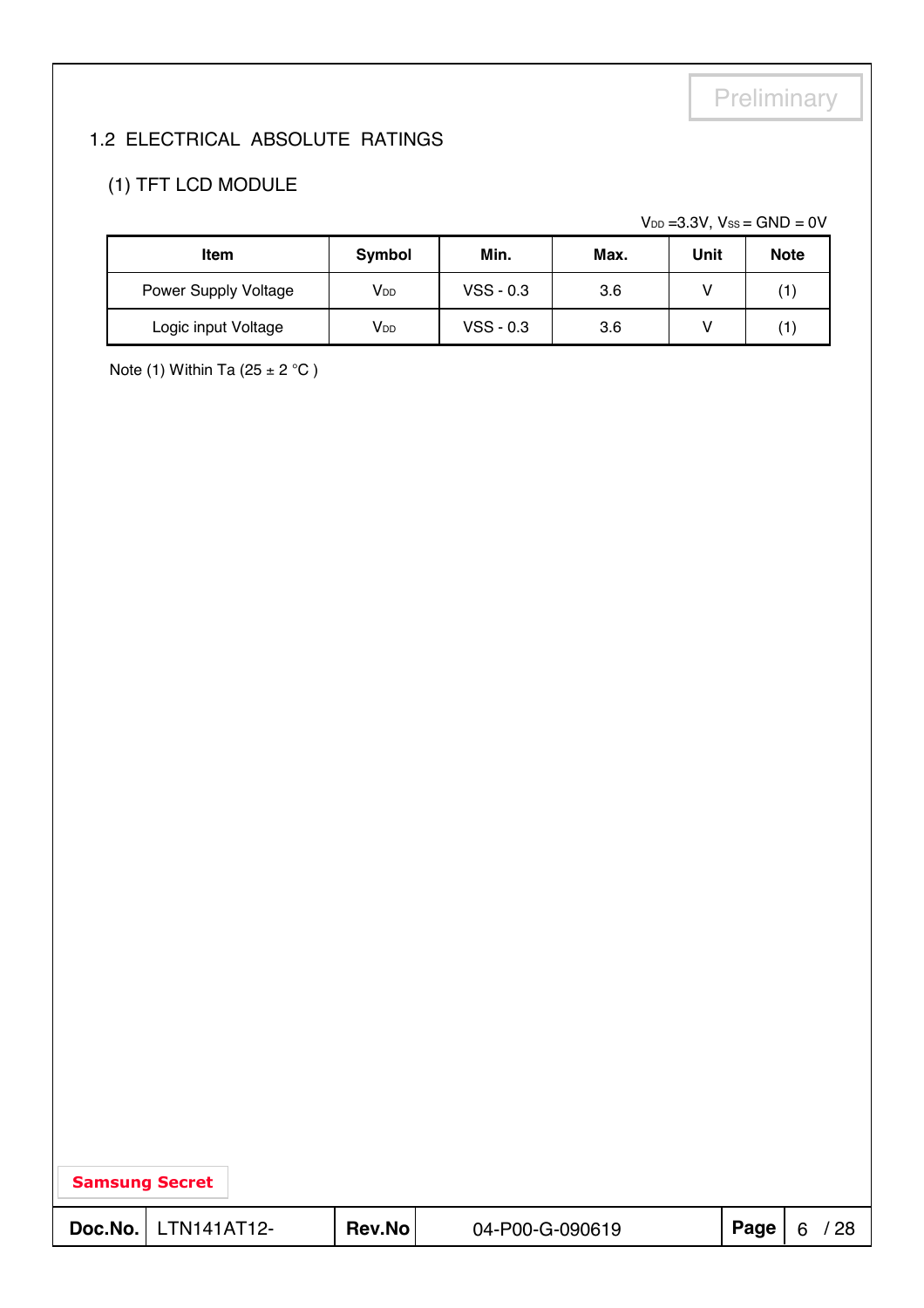Preliminary

## 1.2 ELECTRICAL ABSOLUTE RATINGS

### (1) TFT LCD MODULE

$V_{DD}$ =3.3V, $V_{SS}$ = GND = 0V

| Item | Symbol | Min. | Max. | Unit | Note |
|---|---|---|---|---|---|
| Power Supply Voltage | $V_{DD}$ | VSS - 0.3 | 3.6 | V | (1) |
| Logic input Voltage | $V_{DD}$ | VSS - 0.3 | 3.6 | V | (1) |

Note (1) Within Ta (25 ± 2 °C )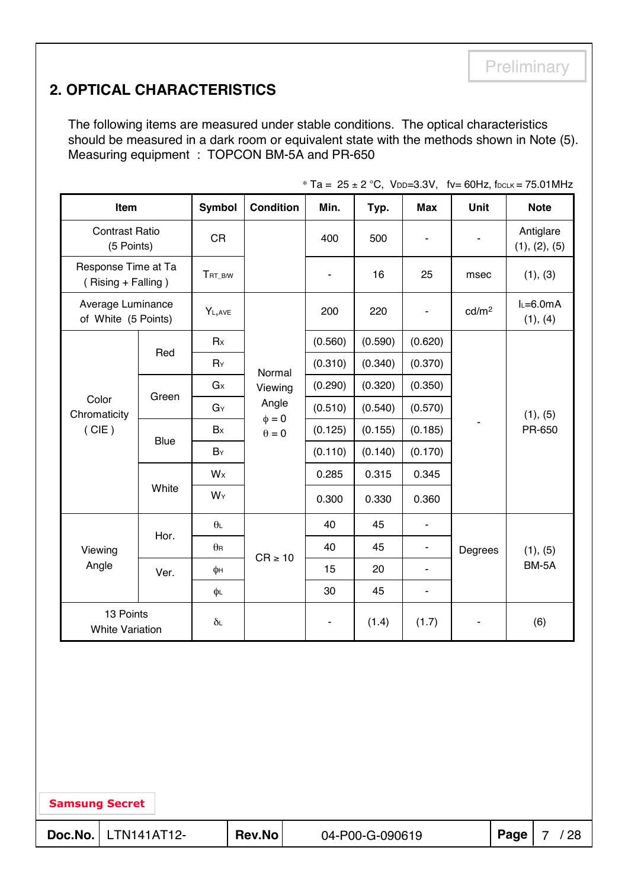Preliminary

## 2. OPTICAL CHARACTERISTICS

The following items are measured under stable conditions. The optical characteristics should be measured in a dark room or equivalent state with the methods shown in Note (5).
Measuring equipment : TOPCON BM-5A and PR-650

* Ta = 25 ± 2 °C, $V_{DD}$=3.3V, fv= 60Hz, $f_{DCLK}$ = 75.01MHz

| Item | | Symbol | Condition | Min. | Typ. | Max | Unit | Note |
|---|---|---|---|---|---|---|---|---|
| Contrast Ratio (5 Points) | | CR | | 400 | 500 | - | - | Antiglare (1), (2), (5) |
| Response Time at Ta ( Rising + Falling ) | | $T_{RT\_B/W}$ | | - | 16 | 25 | msec | (1), (3) |
| Average Luminance of White (5 Points) | | $Y_{L,AVE}$ | Normal Viewing Angle $\phi$ = 0 $\theta$ = 0 | 200 | 220 | - | cd/m² | $I_L$=6.0mA (1), (4) |
| Color Chromaticity ( CIE ) | Red | $R_X$ | | (0.560) | (0.590) | (0.620) | - | (1), (5) PR-650 |
| | | $R_Y$ | | (0.310) | (0.340) | (0.370) | | |
| | Green | $G_X$ | | (0.290) | (0.320) | (0.350) | | |
| | | $G_Y$ | | (0.510) | (0.540) | (0.570) | | |
| | Blue | $B_X$ | | (0.125) | (0.155) | (0.185) | | |
| | | $B_Y$ | | (0.110) | (0.140) | (0.170) | | |
| | White | $W_X$ | | 0.285 | 0.315 | 0.345 | | |
| | | $W_Y$ | | 0.300 | 0.330 | 0.360 | | |
| Viewing Angle | Hor. | $\theta_L$ | CR ≥ 10 | 40 | 45 | - | Degrees | (1), (5) BM-5A |
| | | $\theta_R$ | | 40 | 45 | - | | |
| | Ver. | $\phi_H$ | | 15 | 20 | - | | |
| | | $\phi_L$ | | 30 | 45 | - | | |
| 13 Points White Variation | | $\delta_L$ | | - | (1.4) | (1.7) | - | (6) |

Samsung Secret

| Doc.No. | LTN141AT12- | Rev.No | 04-P00-G-090619 |
|---|---|---|---|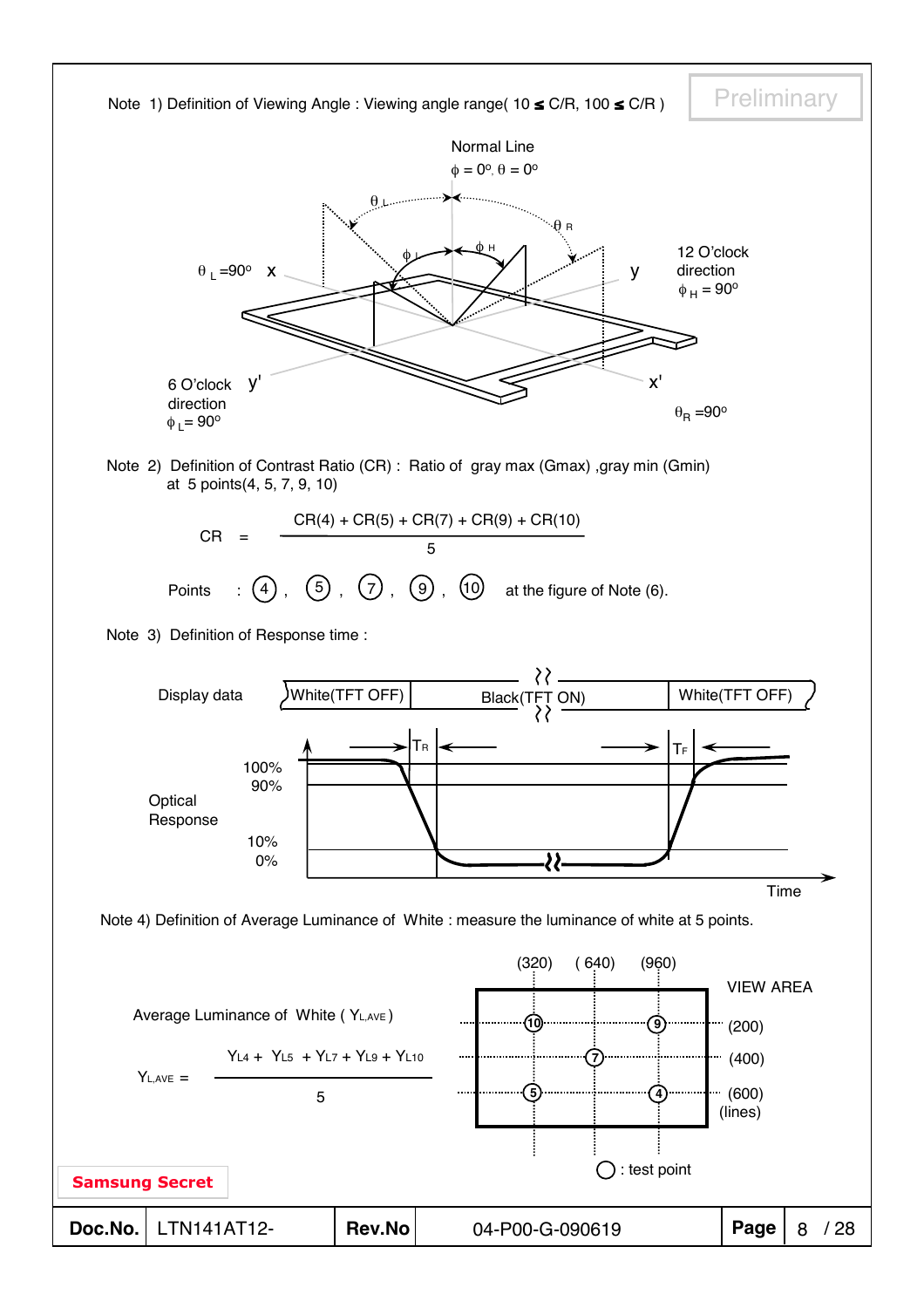Note 1) Definition of Viewing Angle : Viewing angle range( 10 ≤ C/R, 100 ≤ C/R )

Normal Line

$\phi = 0^o, \theta = 0^o$

$\theta_L$ $\theta_R$ $\phi_L$ $\phi_H$

$\theta_L = 90^o$ x

y

12 O'clock direction $\phi_H = 90^o$

6 O'clock direction $\phi_L = 90^o$ y'

x'

$\theta_R = 90^o$

Note 2) Definition of Contrast Ratio (CR) : Ratio of gray max (Gmax) ,gray min (Gmin) at 5 points(4, 5, 7, 9, 10)

$$CR = \frac{CR(4) + CR(5) + CR(7) + CR(9) + CR(10)}{5}$$

Points : ④ , ⑤ , ⑦ , ⑨ , ⑩ at the figure of Note (6).

Note 3) Definition of Response time :

Display data: White(TFT OFF) | Black(TFT ON) | White(TFT OFF)

Optical Response: 100%, 90%, 10%, 0%

$T_R$ $T_F$

Time

Note 4) Definition of Average Luminance of White : measure the luminance of white at 5 points.

Average Luminance of White ( $Y_{L,AVE}$ )

$$Y_{L,AVE} = \frac{Y_{L4} + Y_{L5} + Y_{L7} + Y_{L9} + Y_{L10}}{5}$$

(320) (640) (960)

VIEW AREA

(200) (400) (600) (lines)

⑩ ⑨ ⑦ ⑤ ④

○ : test point

Samsung Secret

| Doc.No. | LTN141AT12- | Rev.No | 04-P00-G-090619 | Page | 8 / 28 |
|---|---|---|---|---|---|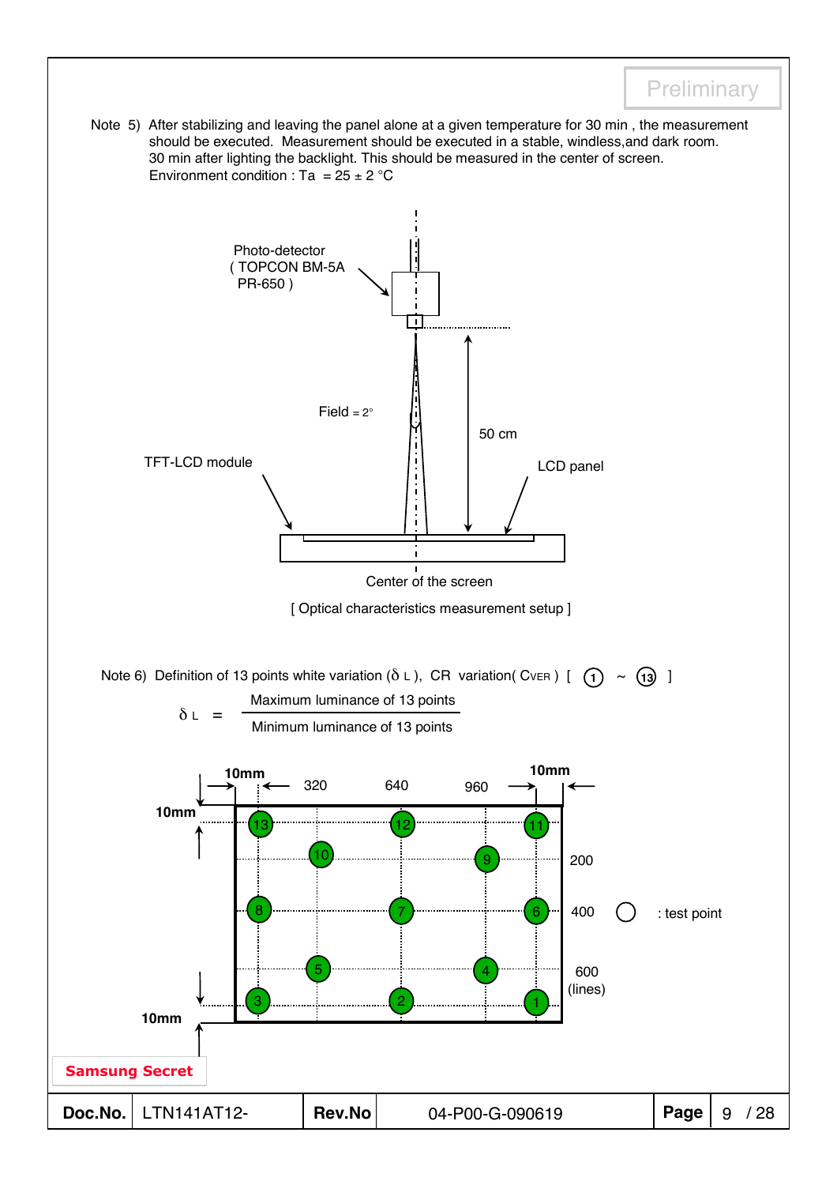Note 5) After stabilizing and leaving the panel alone at a given temperature for 30 min , the measurement should be executed. Measurement should be executed in a stable, windless,and dark room. 30 min after lighting the backlight. This should be measured in the center of screen. Environment condition : Ta = 25 ± 2 °C

Photo-detector ( TOPCON BM-5A PR-650 )

Field = 2°

50 cm

TFT-LCD module

LCD panel

Center of the screen

[ Optical characteristics measurement setup ]

Note 6) Definition of 13 points white variation ($\delta_L$), CR variation( $C_{VER}$ ) [ ① ~ ⑬ ]

$$\delta_L = \frac{\text{Maximum luminance of 13 points}}{\text{Minimum luminance of 13 points}}$$

10mm, 320, 640, 960, 10mm

10mm, 200, 400, 600 (lines), 10mm

○ : test point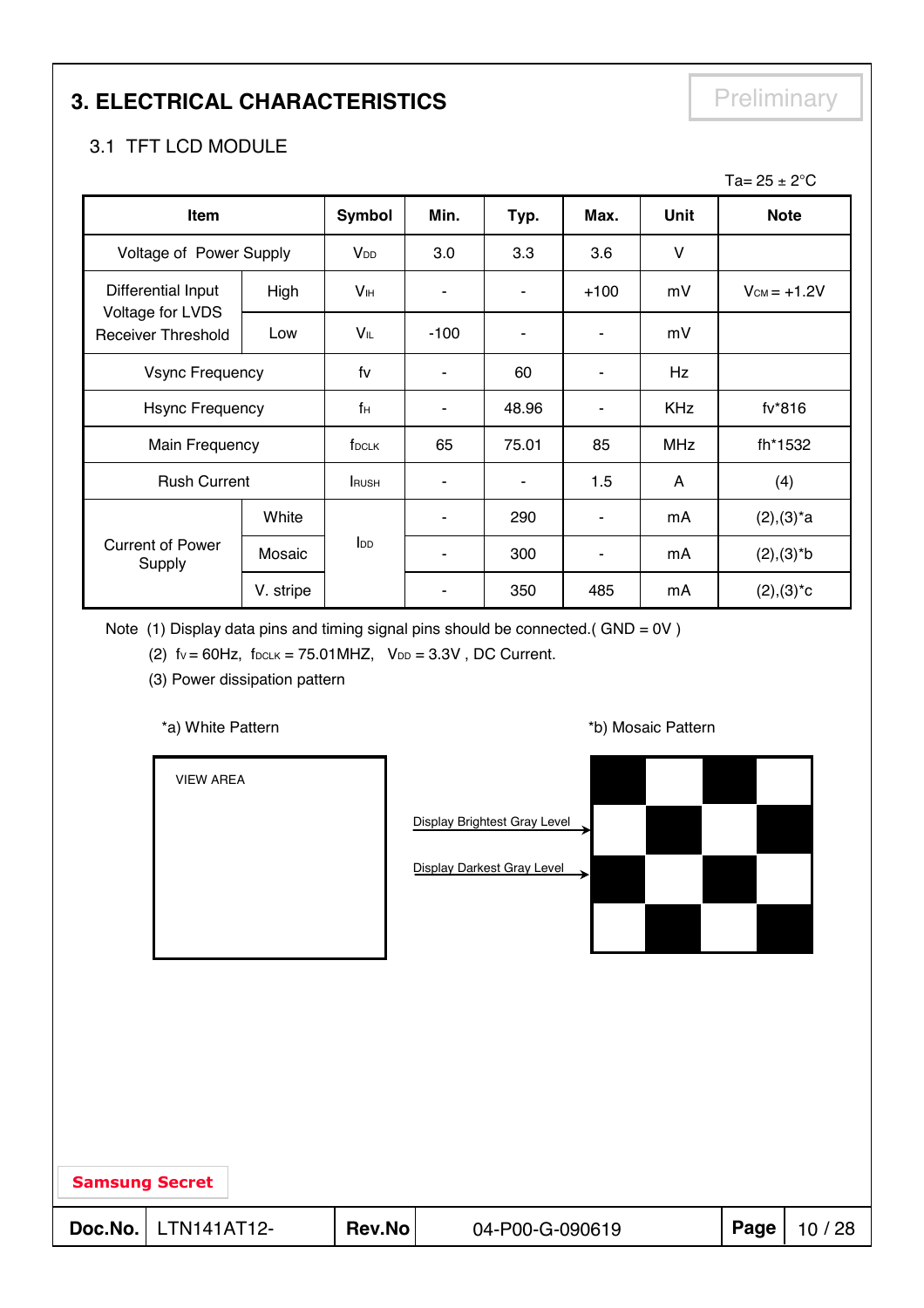# 3. ELECTRICAL CHARACTERISTICS

Preliminary

## 3.1 TFT LCD MODULE

Ta= 25 ± 2°C

| Item | | Symbol | Min. | Typ. | Max. | Unit | Note |
|---|---|---|---|---|---|---|---|
| Voltage of Power Supply | | $V_{DD}$ | 3.0 | 3.3 | 3.6 | V | |
| Differential Input Voltage for LVDS Receiver Threshold | High | $V_{IH}$ | - | - | +100 | mV | $V_{CM}$ = +1.2V |
| | Low | $V_{IL}$ | -100 | - | - | mV | |
| Vsync Frequency | | fv | - | 60 | - | Hz | |
| Hsync Frequency | | $f_H$ | - | 48.96 | - | KHz | fv*816 |
| Main Frequency | | $f_{DCLK}$ | 65 | 75.01 | 85 | MHz | fh*1532 |
| Rush Current | | $I_{RUSH}$ | - | - | 1.5 | A | (4) |
| Current of Power Supply | White | $I_{DD}$ | - | 290 | - | mA | (2),(3)*a |
| | Mosaic | | - | 300 | - | mA | (2),(3)*b |
| | V. stripe | | - | 350 | 485 | mA | (2),(3)*c |

Note (1) Display data pins and timing signal pins should be connected.( GND = 0V )

(2) $f_V$ = 60Hz, $f_{DCLK}$ = 75.01MHZ, $V_{DD}$ = 3.3V , DC Current.

(3) Power dissipation pattern

*a) White Pattern

VIEW AREA

*b) Mosaic Pattern

Display Brightest Gray Level

Display Darkest Gray Level

Samsung Secret

Doc.No. LTN141AT12- Rev.No 04-P00-G-090619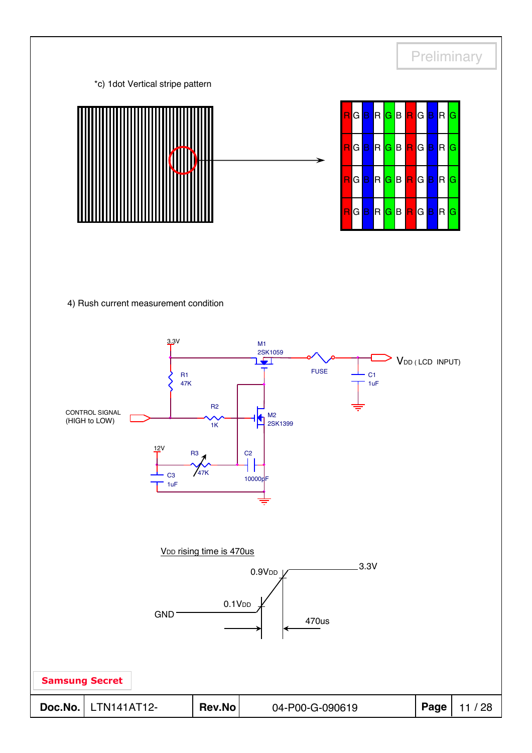Preliminary

*c) 1dot Vertical stripe pattern

| R | G | B | R | G | B | R | G | B | R | G |
|---|---|---|---|---|---|---|---|---|---|---|
| R | G | B | R | G | B | R | G | B | R | G |
| R | G | B | R | G | B | R | G | B | R | G |
| R | G | B | R | G | B | R | G | B | R | G |

4) Rush current measurement condition

3.3V

R1 47K

M1 2SK1059

FUSE

C1 1uF

$V_{DD}$ ( LCD INPUT)

CONTROL SIGNAL (HIGH to LOW)

R2 1K

M2 2SK1399

12V

R3 47K

C2 10000pF

C3 1uF

$V_{DD}$ rising time is 470us

0.9$V_{DD}$

3.3V

0.1$V_{DD}$

GND

470us

Samsung Secret

| Doc.No. | LTN141AT12- | Rev.No | 04-P00-G-090619 | Page | 11 / 28 |
|---|---|---|---|---|---|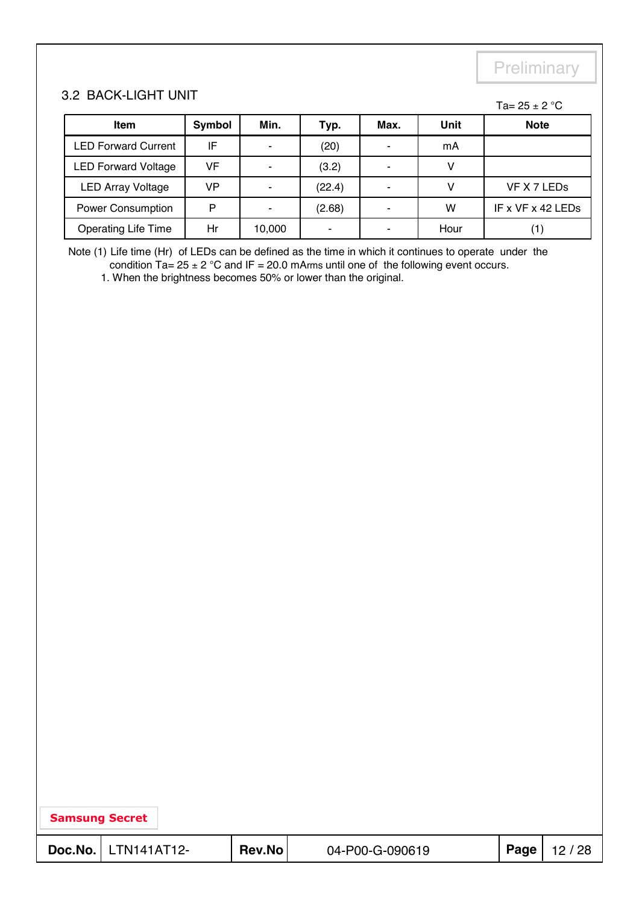Preliminary

## 3.2 BACK-LIGHT UNIT

Ta= 25 ± 2 °C

| Item | Symbol | Min. | Typ. | Max. | Unit | Note |
|---|---|---|---|---|---|---|
| LED Forward Current | IF | - | (20) | - | mA | |
| LED Forward Voltage | VF | - | (3.2) | - | V | |
| LED Array Voltage | VP | - | (22.4) | - | V | VF X 7 LEDs |
| Power Consumption | P | - | (2.68) | - | W | IF x VF x 42 LEDs |
| Operating Life Time | Hr | 10,000 | - | - | Hour | (1) |

Note (1) Life time (Hr) of LEDs can be defined as the time in which it continues to operate under the condition Ta= 25 ± 2 °C and IF = 20.0 mArms until one of the following event occurs.

1. When the brightness becomes 50% or lower than the original.

Samsung Secret

| Doc.No. | LTN141AT12- | Rev.No | 04-P00-G-090619 |
|---|---|---|---|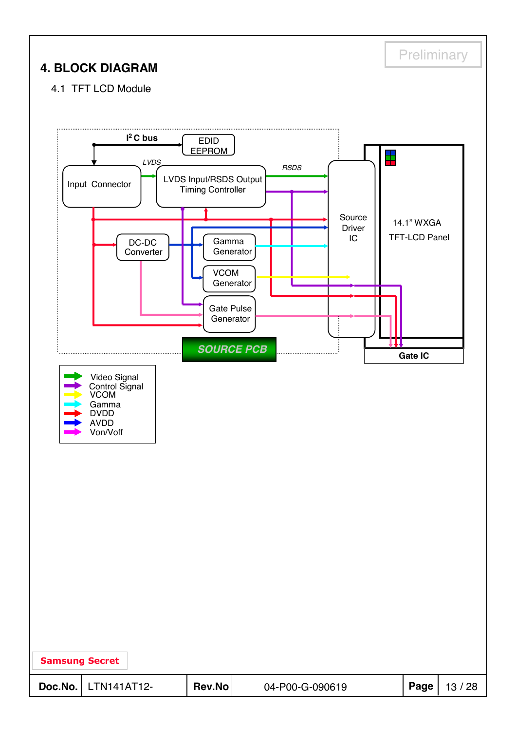# 4. BLOCK DIAGRAM

## 4.1 TFT LCD Module

$I^2C$ bus

EDID EEPROM

Input Connector

LVDS

LVDS Input/RSDS Output Timing Controller

RSDS

Source Driver IC

14.1" WXGA TFT-LCD Panel

DC-DC Converter

Gamma Generator

VCOM Generator

Gate Pulse Generator

SOURCE PCB

Gate IC

- Video Signal
- Control Signal
- VCOM
- Gamma
- DVDD
- AVDD
- Von/Voff

Samsung Secret

| Doc.No. | LTN141AT12- | Rev.No | 04-P00-G-090619 |
|---|---|---|---|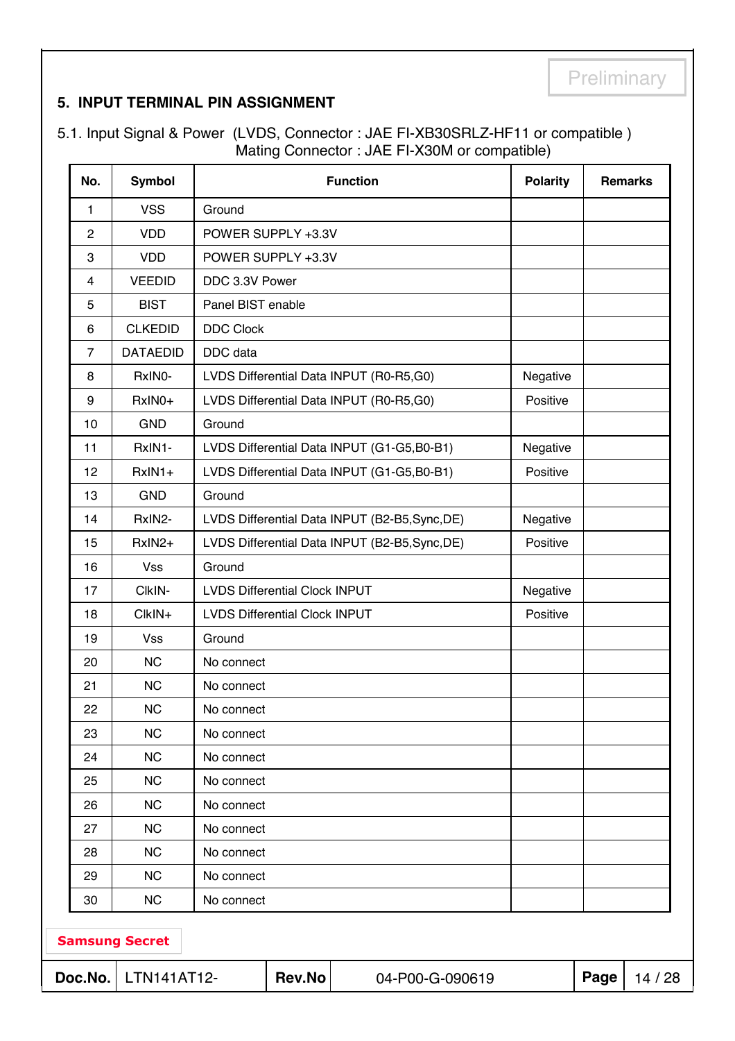Preliminary

## 5. INPUT TERMINAL PIN ASSIGNMENT

5.1. Input Signal & Power (LVDS, Connector : JAE FI-XB30SRLZ-HF11 or compatible )
Mating Connector : JAE FI-X30M or compatible)

| No. | Symbol | Function | Polarity | Remarks |
|---|---|---|---|---|
| 1 | VSS | Ground | | |
| 2 | VDD | POWER SUPPLY +3.3V | | |
| 3 | VDD | POWER SUPPLY +3.3V | | |
| 4 | VEEDID | DDC 3.3V Power | | |
| 5 | BIST | Panel BIST enable | | |
| 6 | CLKEDID | DDC Clock | | |
| 7 | DATAEDID | DDC data | | |
| 8 | RxIN0- | LVDS Differential Data INPUT (R0-R5,G0) | Negative | |
| 9 | RxIN0+ | LVDS Differential Data INPUT (R0-R5,G0) | Positive | |
| 10 | GND | Ground | | |
| 11 | RxIN1- | LVDS Differential Data INPUT (G1-G5,B0-B1) | Negative | |
| 12 | RxIN1+ | LVDS Differential Data INPUT (G1-G5,B0-B1) | Positive | |
| 13 | GND | Ground | | |
| 14 | RxIN2- | LVDS Differential Data INPUT (B2-B5,Sync,DE) | Negative | |
| 15 | RxIN2+ | LVDS Differential Data INPUT (B2-B5,Sync,DE) | Positive | |
| 16 | Vss | Ground | | |
| 17 | ClkIN- | LVDS Differential Clock INPUT | Negative | |
| 18 | ClkIN+ | LVDS Differential Clock INPUT | Positive | |
| 19 | Vss | Ground | | |
| 20 | NC | No connect | | |
| 21 | NC | No connect | | |
| 22 | NC | No connect | | |
| 23 | NC | No connect | | |
| 24 | NC | No connect | | |
| 25 | NC | No connect | | |
| 26 | NC | No connect | | |
| 27 | NC | No connect | | |
| 28 | NC | No connect | | |
| 29 | NC | No connect | | |
| 30 | NC | No connect | | |

Samsung Secret

| Doc.No. | LTN141AT12- | Rev.No | 04-P00-G-090619 |
|---|---|---|---|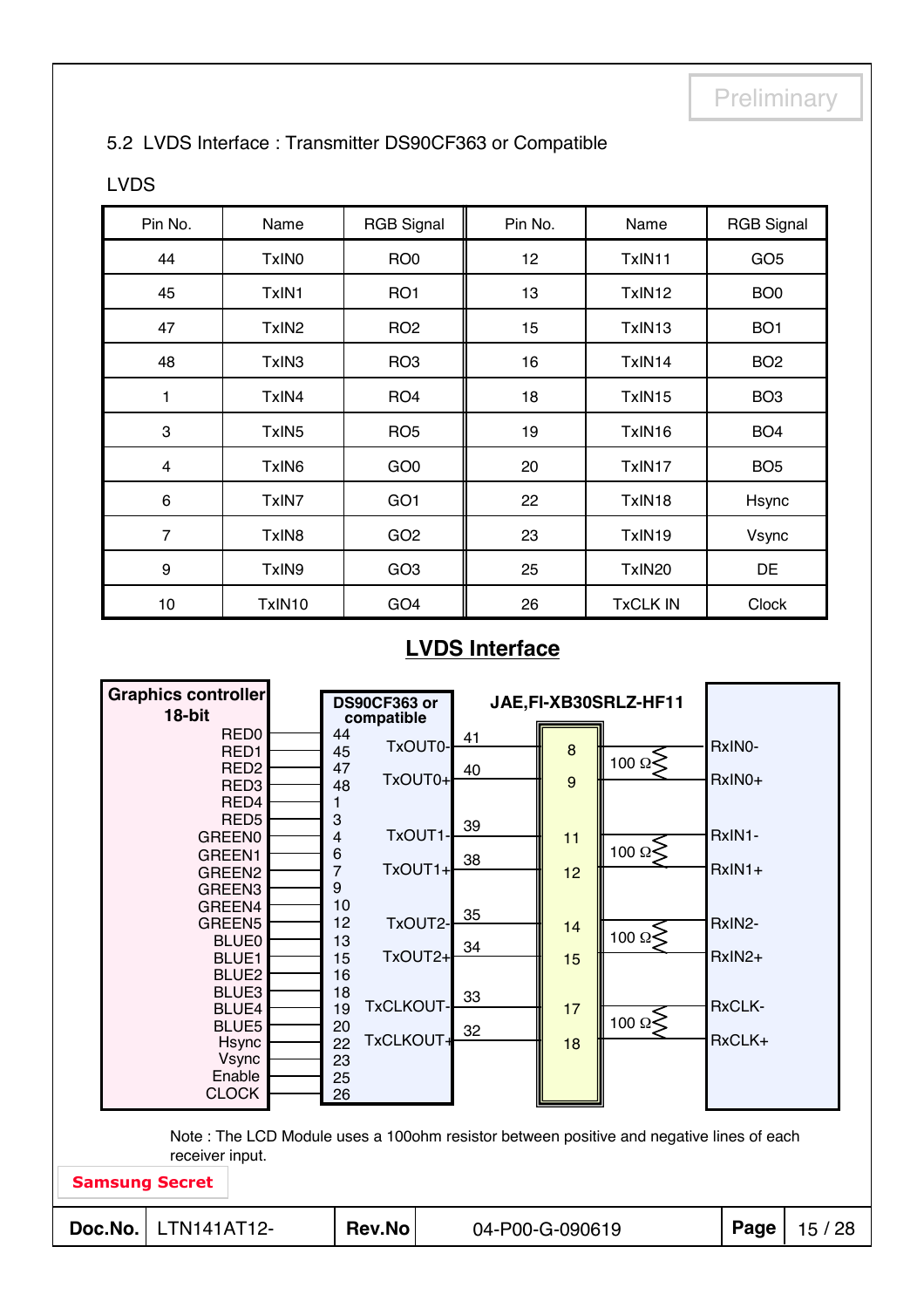## 5.2 LVDS Interface : Transmitter DS90CF363 or Compatible

LVDS

| Pin No. | Name | RGB Signal | Pin No. | Name | RGB Signal |
|---|---|---|---|---|---|
| 44 | TxIN0 | RO0 | 12 | TxIN11 | GO5 |
| 45 | TxIN1 | RO1 | 13 | TxIN12 | BO0 |
| 47 | TxIN2 | RO2 | 15 | TxIN13 | BO1 |
| 48 | TxIN3 | RO3 | 16 | TxIN14 | BO2 |
| 1 | TxIN4 | RO4 | 18 | TxIN15 | BO3 |
| 3 | TxIN5 | RO5 | 19 | TxIN16 | BO4 |
| 4 | TxIN6 | GO0 | 20 | TxIN17 | BO5 |
| 6 | TxIN7 | GO1 | 22 | TxIN18 | Hsync |
| 7 | TxIN8 | GO2 | 23 | TxIN19 | Vsync |
| 9 | TxIN9 | GO3 | 25 | TxIN20 | DE |
| 10 | TxIN10 | GO4 | 26 | TxCLK IN | Clock |

**LVDS Interface**

Graphics controller 18-bit: RED0, RED1, RED2, RED3, RED4, RED5, GREEN0, GREEN1, GREEN2, GREEN3, GREEN4, GREEN5, BLUE0, BLUE1, BLUE2, BLUE3, BLUE4, BLUE5, Hsync, Vsync, Enable, CLOCK

DS90CF363 or compatible inputs: 44, 45, 47, 48, 1, 3, 4, 6, 7, 9, 10, 12, 13, 15, 16, 18, 19, 20, 22, 23, 25, 26

| DS90CF363 or compatible | Pin | JAE,FI-XB30SRLZ-HF11 | Termination | Receiver |
|---|---|---|---|---|
| TxOUT0- | 41 | 8 | 100 Ω | RxIN0- |
| TxOUT0+ | 40 | 9 | | RxIN0+ |
| TxOUT1- | 39 | 11 | 100 Ω | RxIN1- |
| TxOUT1+ | 38 | 12 | | RxIN1+ |
| TxOUT2- | 35 | 14 | 100 Ω | RxIN2- |
| TxOUT2+ | 34 | 15 | | RxIN2+ |
| TxCLKOUT- | 33 | 17 | 100 Ω | RxCLK- |
| TxCLKOUT+ | 32 | 18 | | RxCLK+ |

Note : The LCD Module uses a 100ohm resistor between positive and negative lines of each receiver input.

Samsung Secret

| Doc.No. | LTN141AT12- | Rev.No | 04-P00-G-090619 |
|---|---|---|---|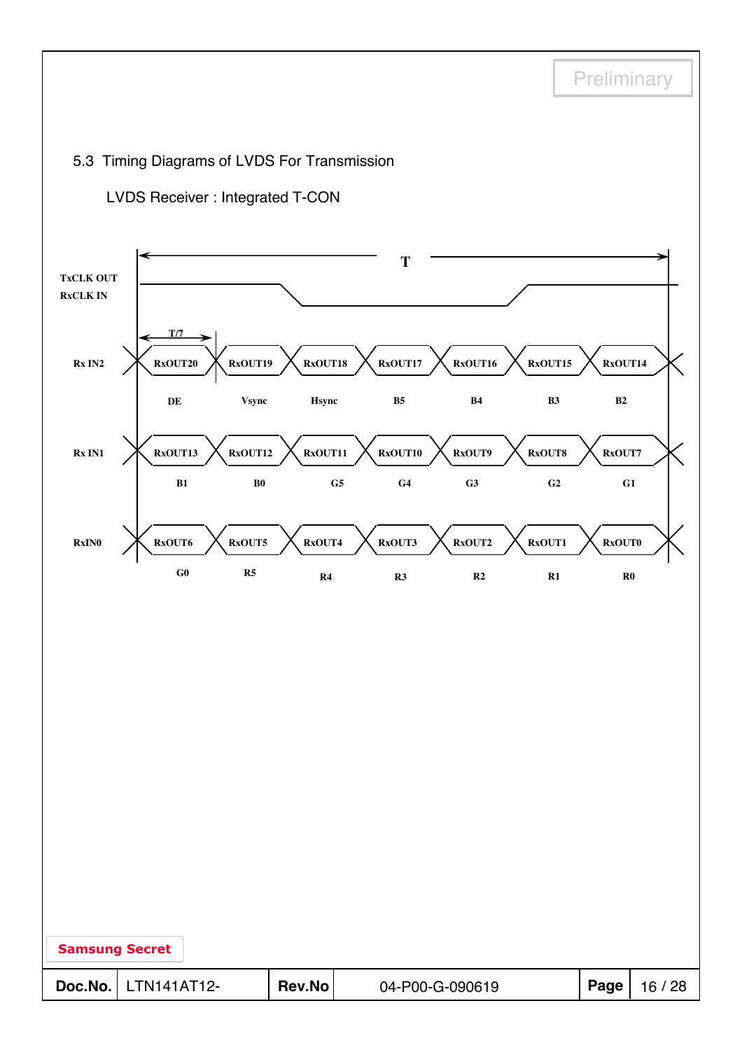## 5.3 Timing Diagrams of LVDS For Transmission

LVDS Receiver : Integrated T-CON

T

TxCLK OUT
RxCLK IN

T/7

| Rx IN2 | RxOUT20 | RxOUT19 | RxOUT18 | RxOUT17 | RxOUT16 | RxOUT15 | RxOUT14 |
|---|---|---|---|---|---|---|---|
| | DE | Vsync | Hsync | B5 | B4 | B3 | B2 |
| **Rx IN1** | RxOUT13 | RxOUT12 | RxOUT11 | RxOUT10 | RxOUT9 | RxOUT8 | RxOUT7 |
| | B1 | B0 | G5 | G4 | G3 | G2 | G1 |
| **RxIN0** | RxOUT6 | RxOUT5 | RxOUT4 | RxOUT3 | RxOUT2 | RxOUT1 | RxOUT0 |
| | G0 | R5 | R4 | R3 | R2 | R1 | R0 |

Samsung Secret

| Doc.No. | LTN141AT12- | Rev.No | 04-P00-G-090619 |
|---|---|---|---|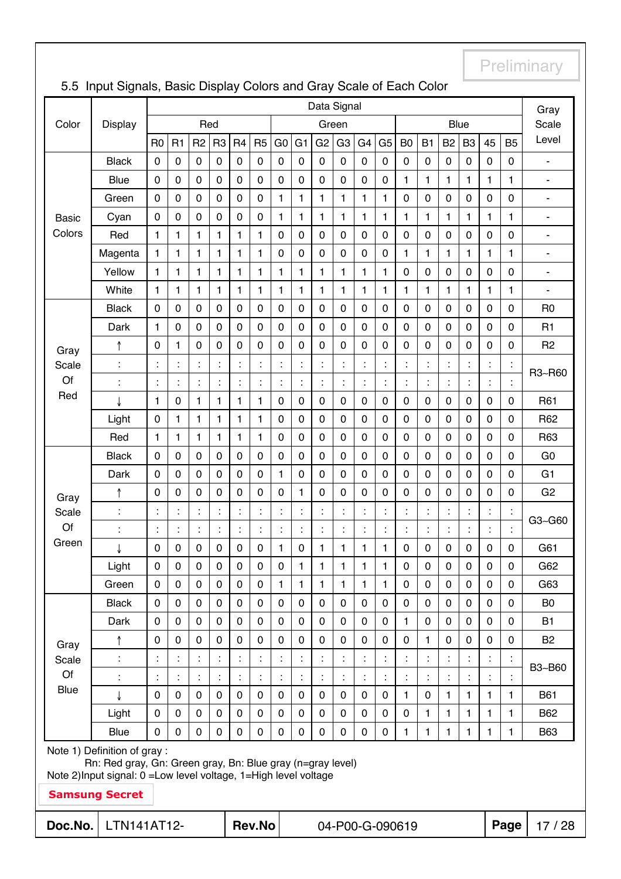Preliminary

## 5.5 Input Signals, Basic Display Colors and Gray Scale of Each Color

| Color | Display | Data Signal | | | | | | | | | | | | | | | | | | Gray Scale Level |
|---|---|---|---|---|---|---|---|---|---|---|---|---|---|---|---|---|---|---|---|---|
| | | Red | | | | | | Green | | | | | | Blue | | | | | | |
| | | R0 | R1 | R2 | R3 | R4 | R5 | G0 | G1 | G2 | G3 | G4 | G5 | B0 | B1 | B2 | B3 | 45 | B5 | |
| Basic Colors | Black | 0 | 0 | 0 | 0 | 0 | 0 | 0 | 0 | 0 | 0 | 0 | 0 | 0 | 0 | 0 | 0 | 0 | 0 | - |
| | Blue | 0 | 0 | 0 | 0 | 0 | 0 | 0 | 0 | 0 | 0 | 0 | 0 | 1 | 1 | 1 | 1 | 1 | 1 | - |
| | Green | 0 | 0 | 0 | 0 | 0 | 0 | 1 | 1 | 1 | 1 | 1 | 1 | 0 | 0 | 0 | 0 | 0 | 0 | - |
| | Cyan | 0 | 0 | 0 | 0 | 0 | 0 | 1 | 1 | 1 | 1 | 1 | 1 | 1 | 1 | 1 | 1 | 1 | 1 | - |
| | Red | 1 | 1 | 1 | 1 | 1 | 1 | 0 | 0 | 0 | 0 | 0 | 0 | 0 | 0 | 0 | 0 | 0 | 0 | - |
| | Magenta | 1 | 1 | 1 | 1 | 1 | 1 | 0 | 0 | 0 | 0 | 0 | 0 | 1 | 1 | 1 | 1 | 1 | 1 | - |
| | Yellow | 1 | 1 | 1 | 1 | 1 | 1 | 1 | 1 | 1 | 1 | 1 | 1 | 0 | 0 | 0 | 0 | 0 | 0 | - |
| | White | 1 | 1 | 1 | 1 | 1 | 1 | 1 | 1 | 1 | 1 | 1 | 1 | 1 | 1 | 1 | 1 | 1 | 1 | - |
| Gray Scale Of Red | Black | 0 | 0 | 0 | 0 | 0 | 0 | 0 | 0 | 0 | 0 | 0 | 0 | 0 | 0 | 0 | 0 | 0 | 0 | R0 |
| | Dark | 1 | 0 | 0 | 0 | 0 | 0 | 0 | 0 | 0 | 0 | 0 | 0 | 0 | 0 | 0 | 0 | 0 | 0 | R1 |
| | ↑ | 0 | 1 | 0 | 0 | 0 | 0 | 0 | 0 | 0 | 0 | 0 | 0 | 0 | 0 | 0 | 0 | 0 | 0 | R2 |
| | : | : | : | : | : | : | : | : | : | : | : | : | : | : | : | : | : | : | : | R3~R60 |
| | : | : | : | : | : | : | : | : | : | : | : | : | : | : | : | : | : | : | : | |
| | ↓ | 1 | 0 | 1 | 1 | 1 | 1 | 0 | 0 | 0 | 0 | 0 | 0 | 0 | 0 | 0 | 0 | 0 | 0 | R61 |
| | Light | 0 | 1 | 1 | 1 | 1 | 1 | 0 | 0 | 0 | 0 | 0 | 0 | 0 | 0 | 0 | 0 | 0 | 0 | R62 |
| | Red | 1 | 1 | 1 | 1 | 1 | 1 | 0 | 0 | 0 | 0 | 0 | 0 | 0 | 0 | 0 | 0 | 0 | 0 | R63 |
| Gray Scale Of Green | Black | 0 | 0 | 0 | 0 | 0 | 0 | 0 | 0 | 0 | 0 | 0 | 0 | 0 | 0 | 0 | 0 | 0 | 0 | G0 |
| | Dark | 0 | 0 | 0 | 0 | 0 | 0 | 1 | 0 | 0 | 0 | 0 | 0 | 0 | 0 | 0 | 0 | 0 | 0 | G1 |
| | ↑ | 0 | 0 | 0 | 0 | 0 | 0 | 0 | 1 | 0 | 0 | 0 | 0 | 0 | 0 | 0 | 0 | 0 | 0 | G2 |
| | : | : | : | : | : | : | : | : | : | : | : | : | : | : | : | : | : | : | : | G3~G60 |
| | : | : | : | : | : | : | : | : | : | : | : | : | : | : | : | : | : | : | : | |
| | ↓ | 0 | 0 | 0 | 0 | 0 | 0 | 1 | 0 | 1 | 1 | 1 | 1 | 0 | 0 | 0 | 0 | 0 | 0 | G61 |
| | Light | 0 | 0 | 0 | 0 | 0 | 0 | 0 | 1 | 1 | 1 | 1 | 1 | 0 | 0 | 0 | 0 | 0 | 0 | G62 |
| | Green | 0 | 0 | 0 | 0 | 0 | 0 | 1 | 1 | 1 | 1 | 1 | 1 | 0 | 0 | 0 | 0 | 0 | 0 | G63 |
| Gray Scale Of Blue | Black | 0 | 0 | 0 | 0 | 0 | 0 | 0 | 0 | 0 | 0 | 0 | 0 | 0 | 0 | 0 | 0 | 0 | 0 | B0 |
| | Dark | 0 | 0 | 0 | 0 | 0 | 0 | 0 | 0 | 0 | 0 | 0 | 0 | 1 | 0 | 0 | 0 | 0 | 0 | B1 |
| | ↑ | 0 | 0 | 0 | 0 | 0 | 0 | 0 | 0 | 0 | 0 | 0 | 0 | 0 | 1 | 0 | 0 | 0 | 0 | B2 |
| | : | : | : | : | : | : | : | : | : | : | : | : | : | : | : | : | : | : | : | B3~B60 |
| | : | : | : | : | : | : | : | : | : | : | : | : | : | : | : | : | : | : | : | |
| | ↓ | 0 | 0 | 0 | 0 | 0 | 0 | 0 | 0 | 0 | 0 | 0 | 0 | 1 | 0 | 1 | 1 | 1 | 1 | B61 |
| | Light | 0 | 0 | 0 | 0 | 0 | 0 | 0 | 0 | 0 | 0 | 0 | 0 | 0 | 1 | 1 | 1 | 1 | 1 | B62 |
| | Blue | 0 | 0 | 0 | 0 | 0 | 0 | 0 | 0 | 0 | 0 | 0 | 0 | 1 | 1 | 1 | 1 | 1 | 1 | B63 |

Note 1) Definition of gray :

Rn: Red gray, Gn: Green gray, Bn: Blue gray (n=gray level)

Note 2)Input signal: 0 =Low level voltage, 1=High level voltage

**Samsung Secret**

| **Doc.No.** | LTN141AT12- | **Rev.No** | 04-P00-G-090619 |
|---|---|---|---|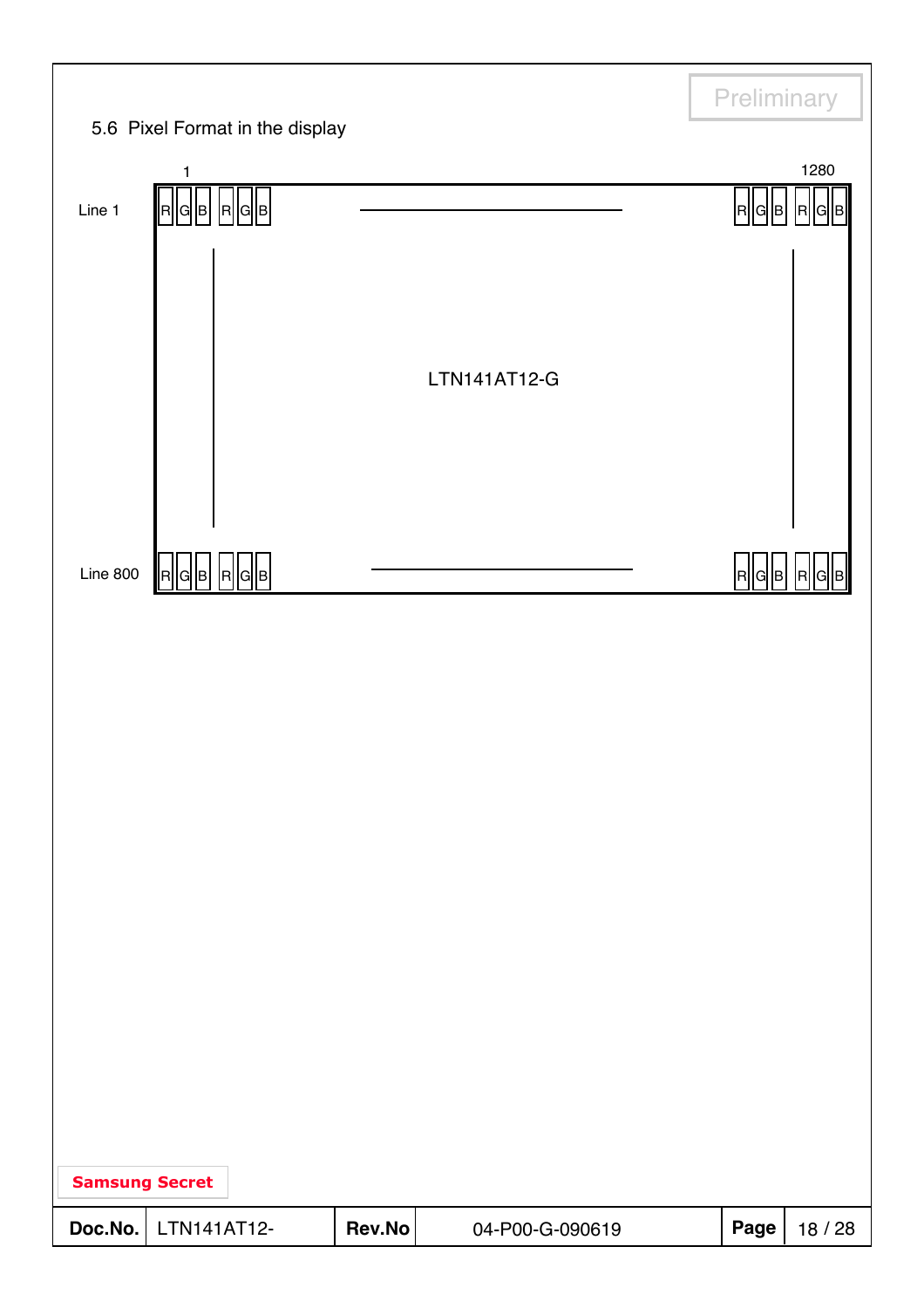## 5.6 Pixel Format in the display

| | 1 | | 1280 |
|---|---|---|---|
| Line 1 | R G B R G B | — | R G B R G B |
| | | LTN141AT12-G | |
| Line 800 | R G B R G B | — | R G B R G B |

Samsung Secret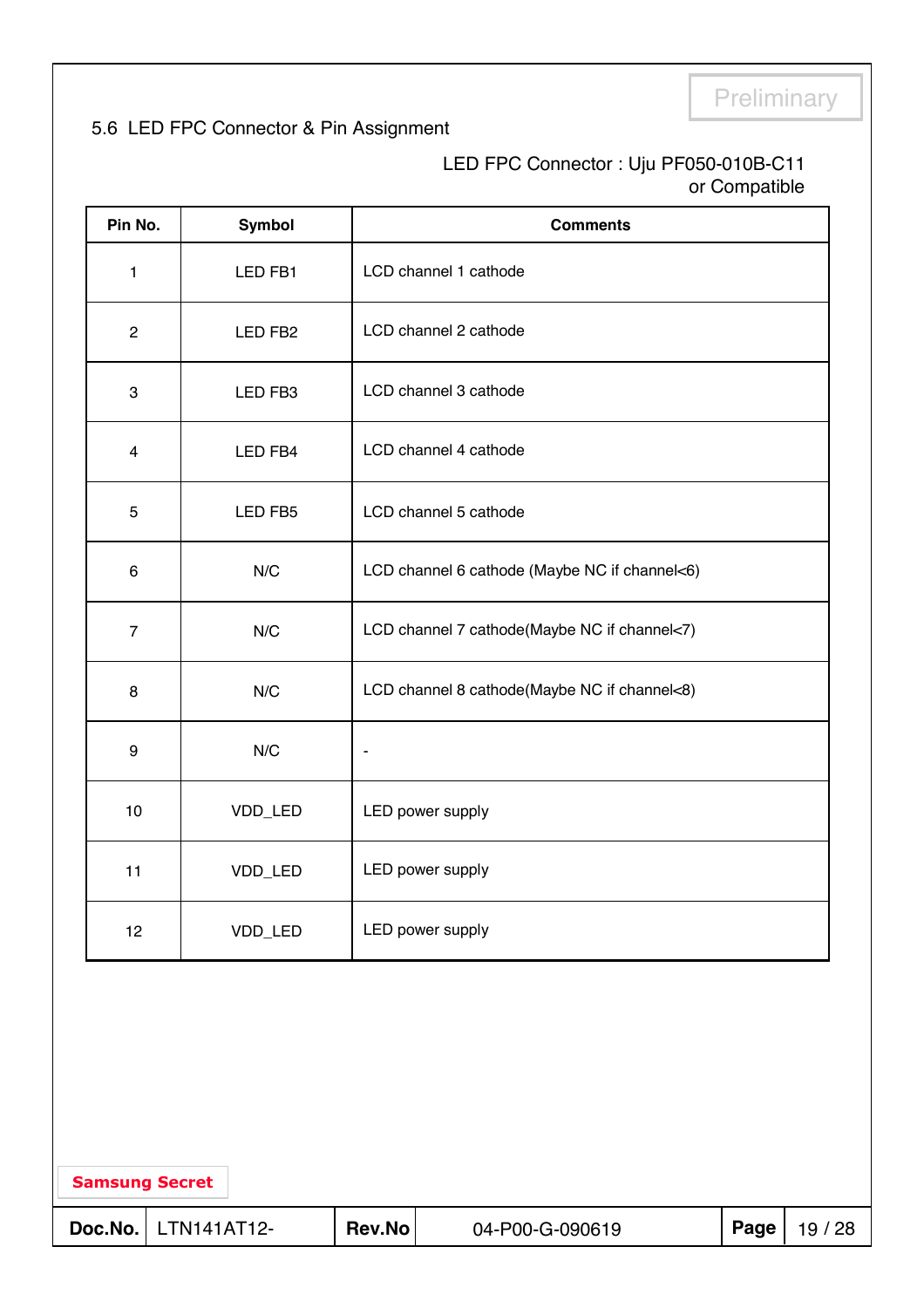Preliminary

### 5.6 LED FPC Connector & Pin Assignment

LED FPC Connector : Uju PF050-010B-C11
or Compatible

| Pin No. | Symbol | Comments |
|---|---|---|
| 1 | LED FB1 | LCD channel 1 cathode |
| 2 | LED FB2 | LCD channel 2 cathode |
| 3 | LED FB3 | LCD channel 3 cathode |
| 4 | LED FB4 | LCD channel 4 cathode |
| 5 | LED FB5 | LCD channel 5 cathode |
| 6 | N/C | LCD channel 6 cathode (Maybe NC if channel<6) |
| 7 | N/C | LCD channel 7 cathode(Maybe NC if channel<7) |
| 8 | N/C | LCD channel 8 cathode(Maybe NC if channel<8) |
| 9 | N/C | - |
| 10 | VDD_LED | LED power supply |
| 11 | VDD_LED | LED power supply |
| 12 | VDD_LED | LED power supply |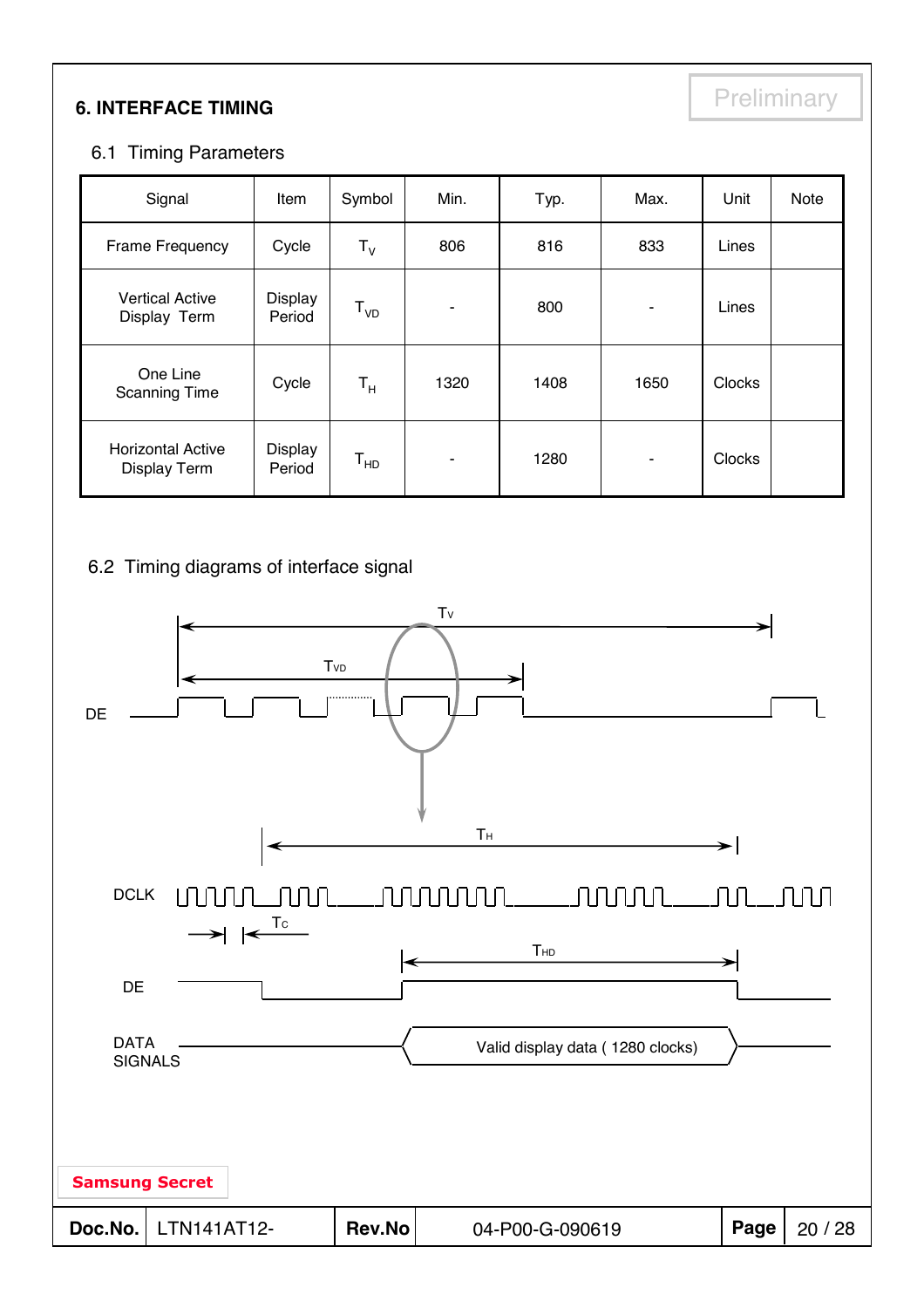Preliminary

## 6. INTERFACE TIMING

### 6.1 Timing Parameters

| Signal | Item | Symbol | Min. | Typ. | Max. | Unit | Note |
|---|---|---|---|---|---|---|---|
| Frame Frequency | Cycle | $T_V$ | 806 | 816 | 833 | Lines | |
| Vertical Active Display Term | Display Period | $T_{VD}$ | - | 800 | - | Lines | |
| One Line Scanning Time | Cycle | $T_H$ | 1320 | 1408 | 1650 | Clocks | |
| Horizontal Active Display Term | Display Period | $T_{HD}$ | - | 1280 | - | Clocks | |

### 6.2 Timing diagrams of interface signal

$T_V$

$T_{VD}$

DE

$T_H$

DCLK

$T_C$

$T_{HD}$

DE

DATA SIGNALS

Valid display data ( 1280 clocks)

Samsung Secret

| Doc.No. | LTN141AT12- | Rev.No | 04-P00-G-090619 |
|---|---|---|---|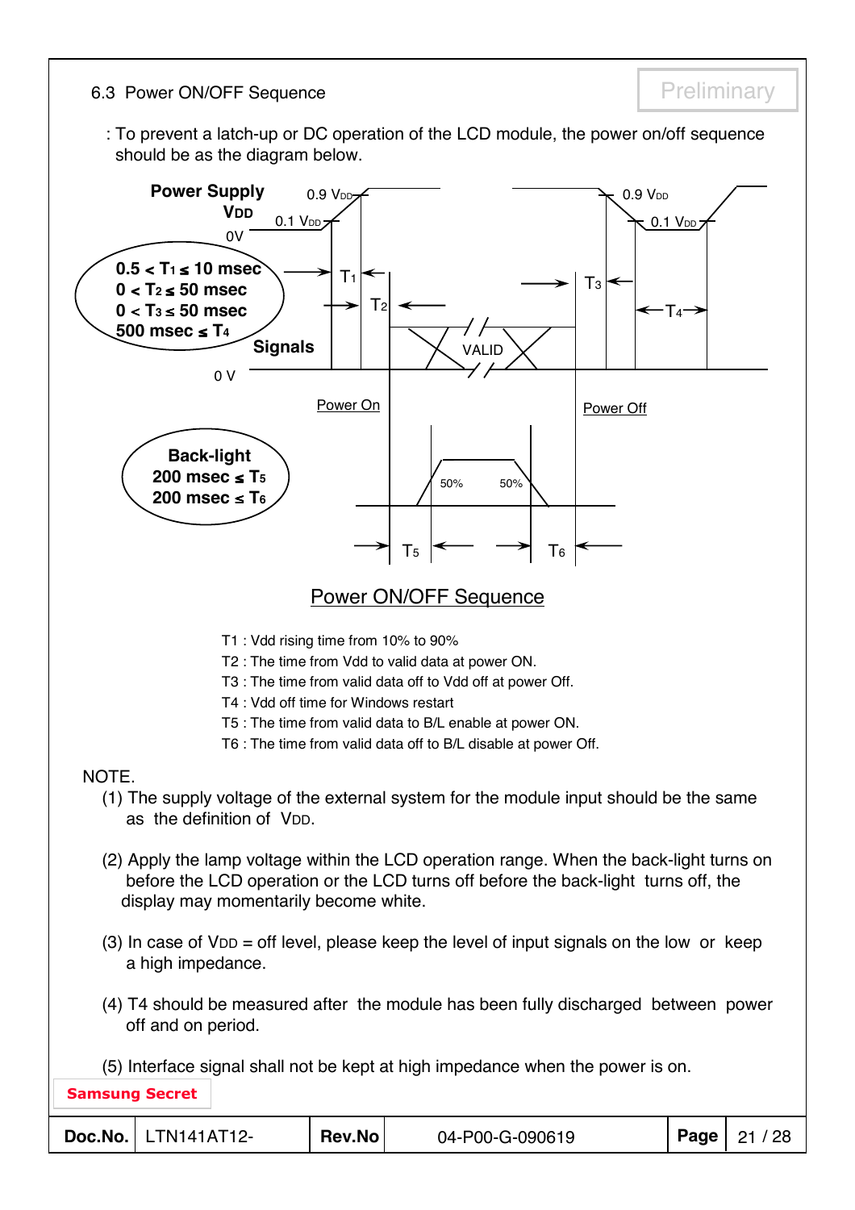6.3 Power ON/OFF Sequence

Preliminary

: To prevent a latch-up or DC operation of the LCD module, the power on/off sequence should be as the diagram below.

Power Supply $V_{DD}$

0.9 $V_{DD}$ / 0.1 $V_{DD}$ / 0V

- $0.5 < T_1 \leq 10$ msec
- $0 < T_2 \leq 50$ msec
- $0 < T_3 \leq 50$ msec
- $500$ msec $\leq T_4$

Signals

0 V — VALID

Power On — Power Off

Back-light

- $200$ msec $\leq T_5$
- $200$ msec $\leq T_6$

50% 50%

Power ON/OFF Sequence

T1 : Vdd rising time from 10% to 90%

T2 : The time from Vdd to valid data at power ON.

T3 : The time from valid data off to Vdd off at power Off.

T4 : Vdd off time for Windows restart

T5 : The time from valid data to B/L enable at power ON.

T6 : The time from valid data off to B/L disable at power Off.

NOTE.

(1) The supply voltage of the external system for the module input should be the same as the definition of $V_{DD}$.

(2) Apply the lamp voltage within the LCD operation range. When the back-light turns on before the LCD operation or the LCD turns off before the back-light turns off, the display may momentarily become white.

(3) In case of $V_{DD}$ = off level, please keep the level of input signals on the low or keep a high impedance.

(4) T4 should be measured after the module has been fully discharged between power off and on period.

(5) Interface signal shall not be kept at high impedance when the power is on.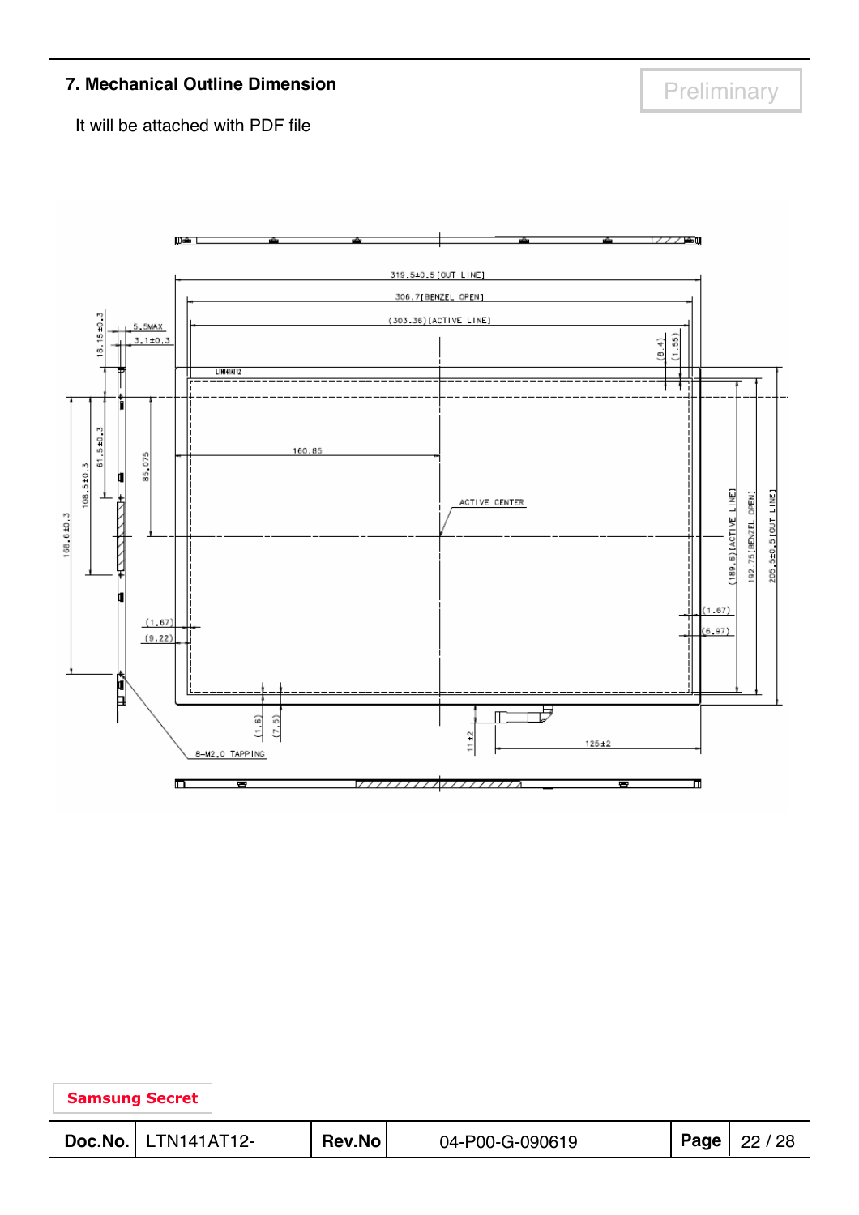## 7. Mechanical Outline Dimension

Preliminary

It will be attached with PDF file

319.5±0.5 [OUT LINE]

306.7 [BENZEL OPEN]

(303.36) [ACTIVE LINE]

18.15±0.3

5.5MAX

3.1±0.3

(8.4)

(1.55)

LTN141AT12

61.5±0.3

108.5±0.3

168.6±0.3

85.075

160.85

ACTIVE CENTER

(189.6) [ACTIVE LINE]

192.75 [BENZEL OPEN]

205.5±0.5 [OUT LINE]

(1.67)

(9.22)

(1.67)

(6.97)

(1.6)

(7.5)

11±2

125±2

8-M2.0 TAPPING

Samsung Secret

| Doc.No. | LTN141AT12- | Rev.No | 04-P00-G-090619 | Page | 22 / 28 |
|---|---|---|---|---|---|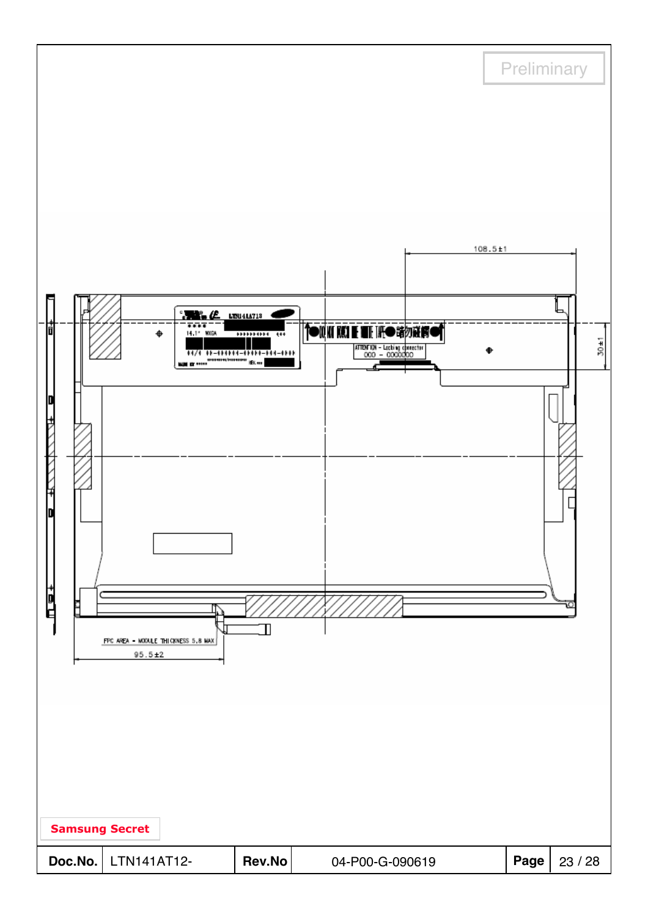Preliminary

108.5±1

30±1

ATTENTION – Locking connector

FPC AREA – MODULE THICKNESS 5.8 MAX

95.5±2

Samsung Secret

| Doc.No. | LTN141AT12- | Rev.No | 04-P00-G-090619 |
|---|---|---|---|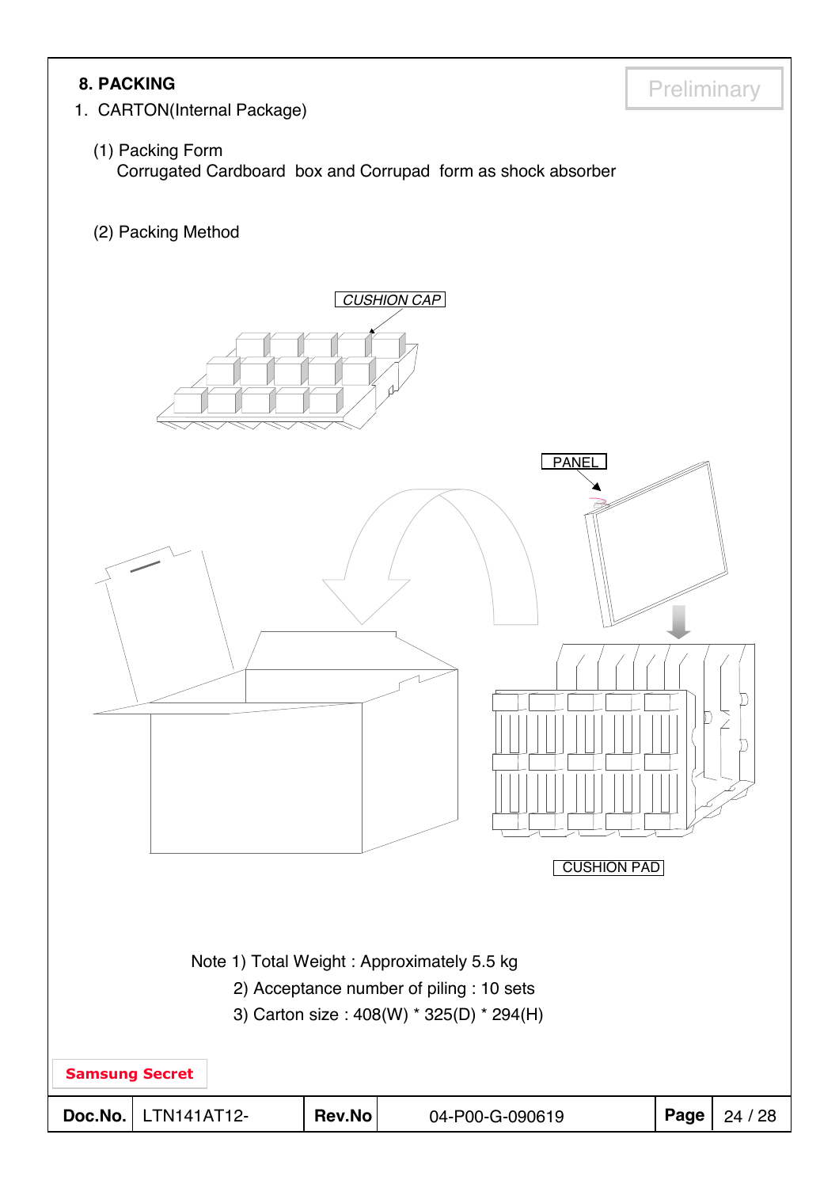# 8. PACKING

1. CARTON(Internal Package)

   (1) Packing Form
   
   Corrugated Cardboard box and Corrupad form as shock absorber

   (2) Packing Method

CUSHION CAP

PANEL

CUSHION PAD

Note 1) Total Weight : Approximately 5.5 kg

2) Acceptance number of piling : 10 sets

3) Carton size : 408(W) * 325(D) * 294(H)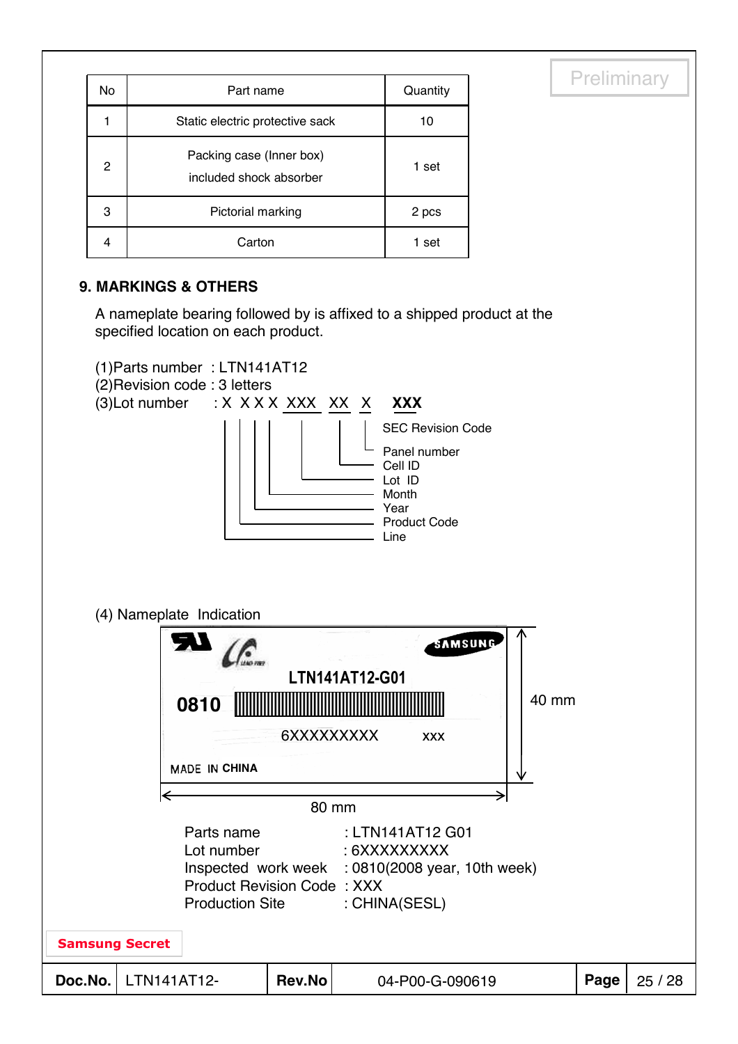Preliminary

| No | Part name | Quantity |
|---|---|---|
| 1 | Static electric protective sack | 10 |
| 2 | Packing case (Inner box) included shock absorber | 1 set |
| 3 | Pictorial marking | 2 pcs |
| 4 | Carton | 1 set |

## 9. MARKINGS & OTHERS

A nameplate bearing followed by is affixed to a shipped product at the specified location on each product.

(1)Parts number : LTN141AT12
(2)Revision code : 3 letters
(3)Lot number : X X X X XXX XX X **XXX**

- SEC Revision Code
- Panel number
- Cell ID
- Lot ID
- Month
- Year
- Product Code
- Line

(4) Nameplate Indication

SAMSUNG

LTN141AT12-G01

0810

6XXXXXXXXX xxx

MADE IN CHINA

40 mm

80 mm

| | |
|---|---|
| Parts name | : LTN141AT12 G01 |
| Lot number | : 6XXXXXXXXX |
| Inspected work week | : 0810(2008 year, 10th week) |
| Product Revision Code | : XXX |
| Production Site | : CHINA(SESL) |

Samsung Secret

| Doc.No. | LTN141AT12- | Rev.No | 04-P00-G-090619 |
|---|---|---|---|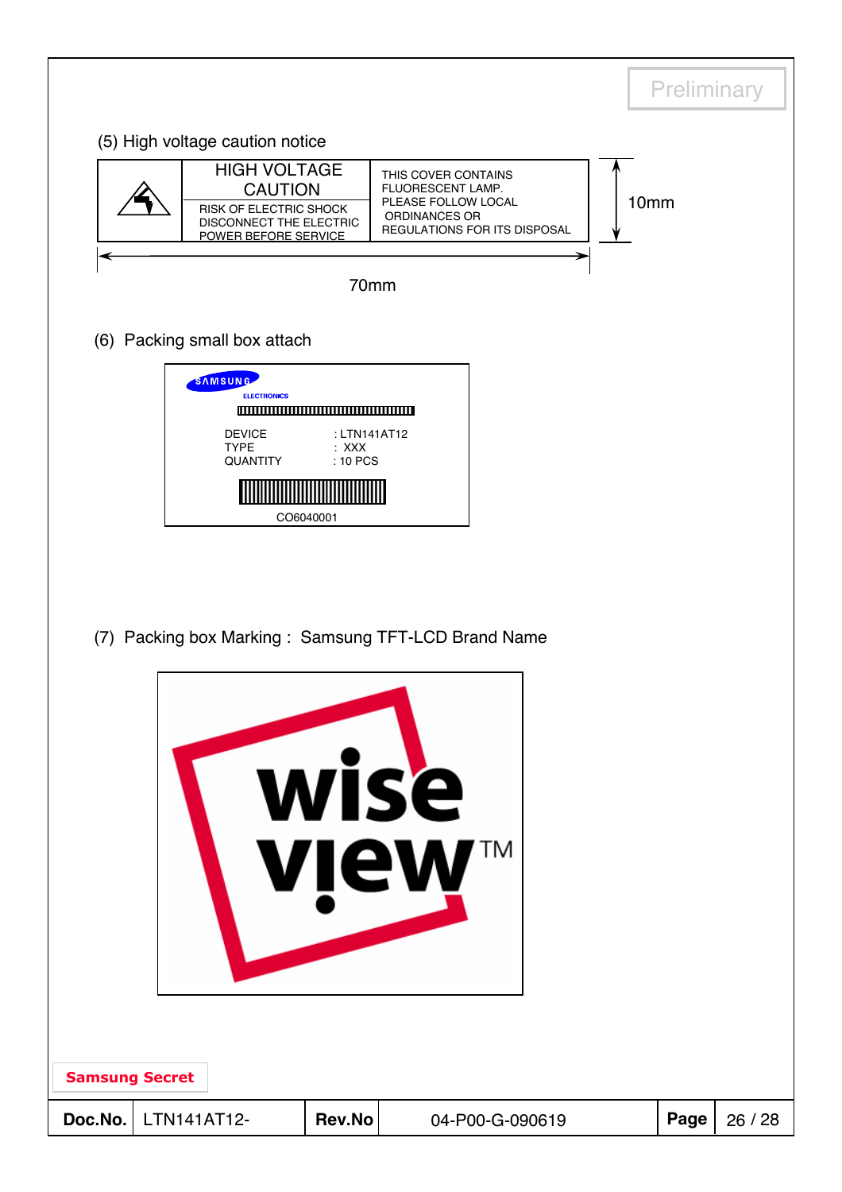Preliminary

(5) High voltage caution notice

| | HIGH VOLTAGE CAUTION<br>RISK OF ELECTRIC SHOCK DISCONNECT THE ELECTRIC POWER BEFORE SERVICE | THIS COVER CONTAINS FLUORESCENT LAMP. PLEASE FOLLOW LOCAL ORDINANCES OR REGULATIONS FOR ITS DISPOSAL |
|---|---|---|

10mm

70mm

(6) Packing small box attach

SAMSUNG ELECTRONICS

DEVICE : LTN141AT12
TYPE : XXX
QUANTITY : 10 PCS

CO6040001

(7) Packing box Marking : Samsung TFT-LCD Brand Name

wise view TM

Samsung Secret

| Doc.No. | LTN141AT12- | Rev.No | 04-P00-G-090619 |
|---|---|---|---|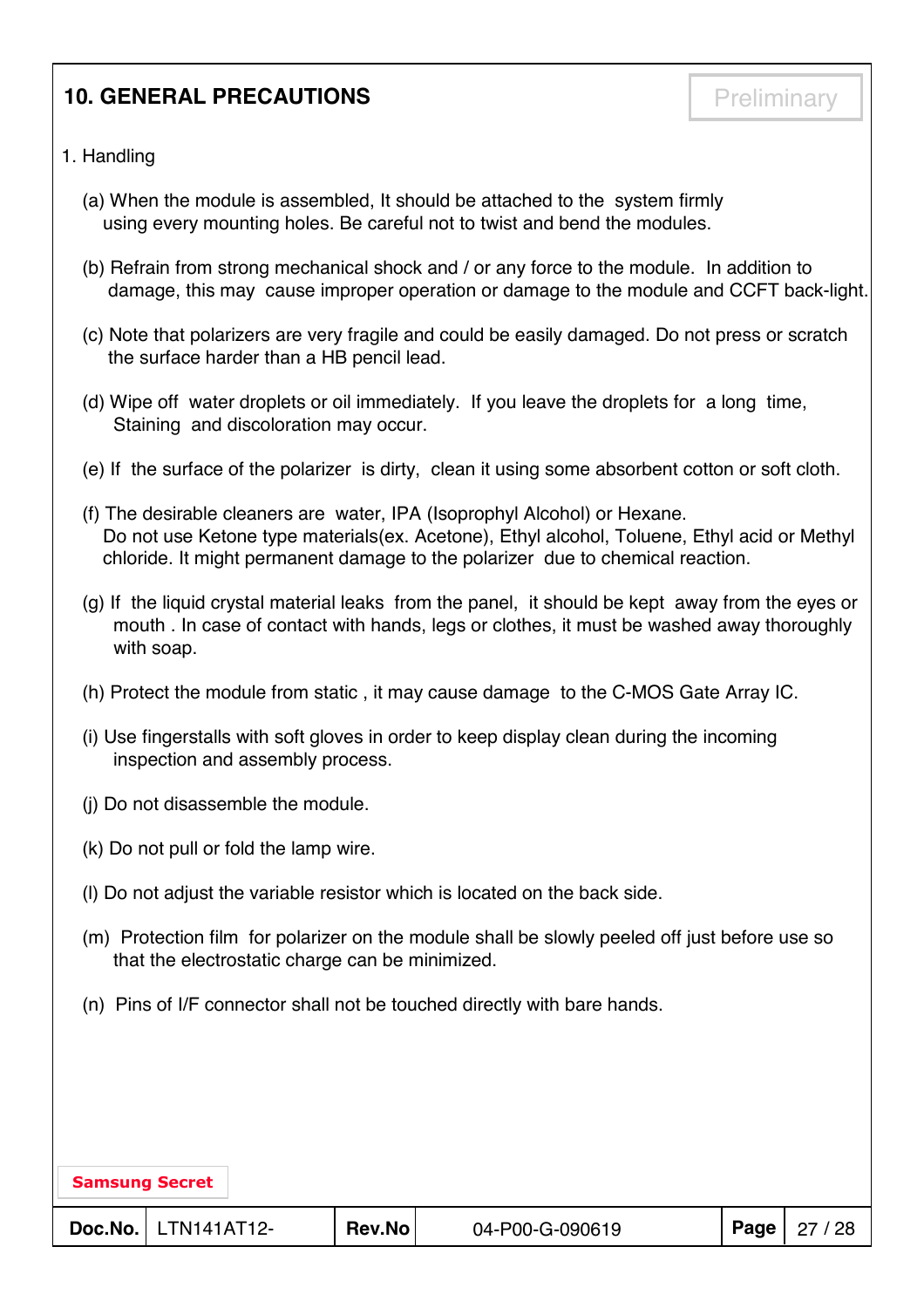## 10. GENERAL PRECAUTIONS

Preliminary

1. Handling

(a) When the module is assembled, It should be attached to the system firmly using every mounting holes. Be careful not to twist and bend the modules.

(b) Refrain from strong mechanical shock and / or any force to the module. In addition to damage, this may cause improper operation or damage to the module and CCFT back-light.

(c) Note that polarizers are very fragile and could be easily damaged. Do not press or scratch the surface harder than a HB pencil lead.

(d) Wipe off water droplets or oil immediately. If you leave the droplets for a long time, Staining and discoloration may occur.

(e) If the surface of the polarizer is dirty, clean it using some absorbent cotton or soft cloth.

(f) The desirable cleaners are water, IPA (Isoprophyl Alcohol) or Hexane. Do not use Ketone type materials(ex. Acetone), Ethyl alcohol, Toluene, Ethyl acid or Methyl chloride. It might permanent damage to the polarizer due to chemical reaction.

(g) If the liquid crystal material leaks from the panel, it should be kept away from the eyes or mouth . In case of contact with hands, legs or clothes, it must be washed away thoroughly with soap.

(h) Protect the module from static , it may cause damage to the C-MOS Gate Array IC.

(i) Use fingerstalls with soft gloves in order to keep display clean during the incoming inspection and assembly process.

(j) Do not disassemble the module.

(k) Do not pull or fold the lamp wire.

(l) Do not adjust the variable resistor which is located on the back side.

(m) Protection film for polarizer on the module shall be slowly peeled off just before use so that the electrostatic charge can be minimized.

(n) Pins of I/F connector shall not be touched directly with bare hands.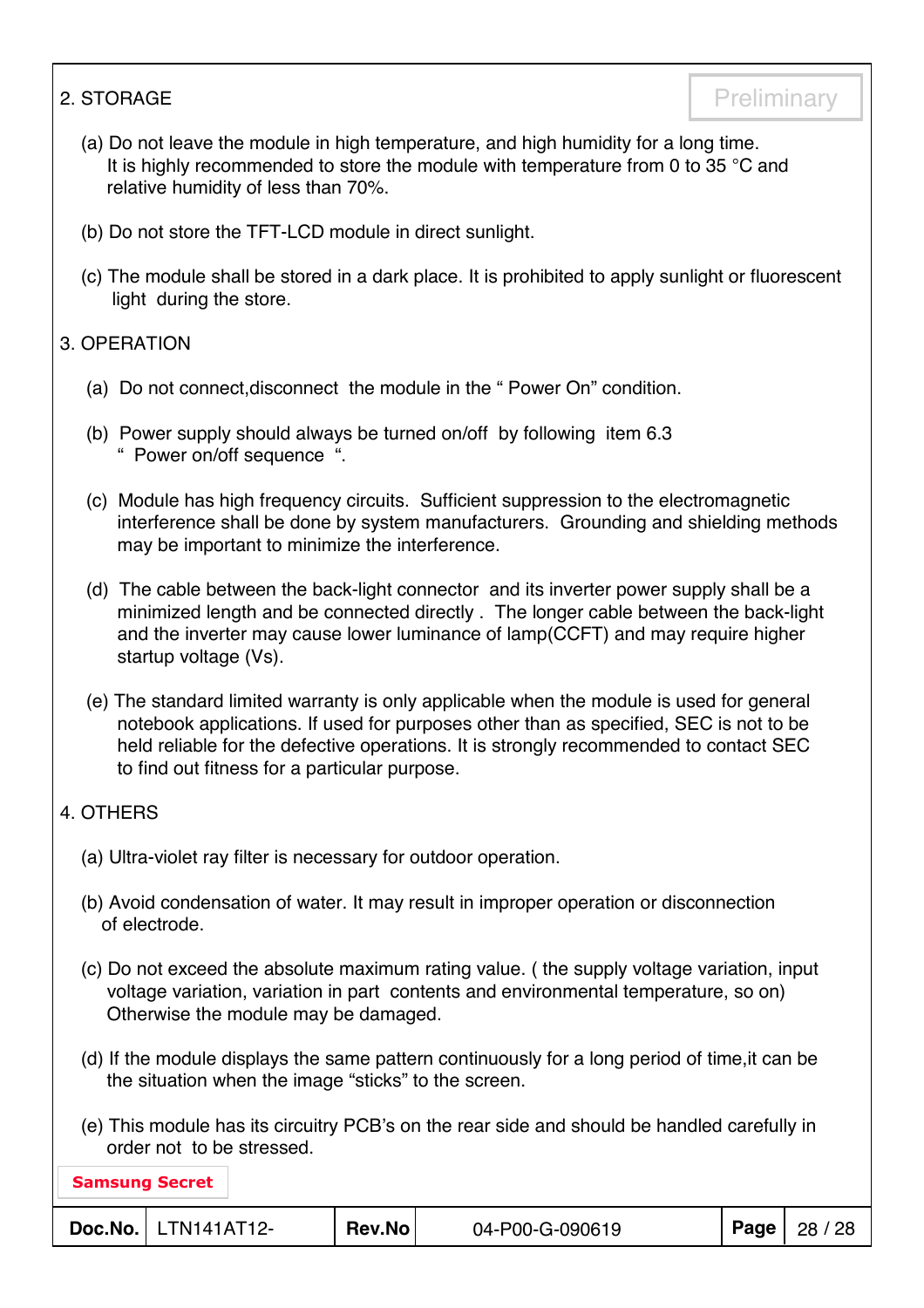## 2. STORAGE

Preliminary

(a) Do not leave the module in high temperature, and high humidity for a long time.
It is highly recommended to store the module with temperature from 0 to 35 °C and relative humidity of less than 70%.

(b) Do not store the TFT-LCD module in direct sunlight.

(c) The module shall be stored in a dark place. It is prohibited to apply sunlight or fluorescent light during the store.

## 3. OPERATION

(a) Do not connect,disconnect the module in the " Power On" condition.

(b) Power supply should always be turned on/off by following item 6.3 " Power on/off sequence ".

(c) Module has high frequency circuits. Sufficient suppression to the electromagnetic interference shall be done by system manufacturers. Grounding and shielding methods may be important to minimize the interference.

(d) The cable between the back-light connector and its inverter power supply shall be a minimized length and be connected directly . The longer cable between the back-light and the inverter may cause lower luminance of lamp(CCFT) and may require higher startup voltage (Vs).

(e) The standard limited warranty is only applicable when the module is used for general notebook applications. If used for purposes other than as specified, SEC is not to be held reliable for the defective operations. It is strongly recommended to contact SEC to find out fitness for a particular purpose.

## 4. OTHERS

(a) Ultra-violet ray filter is necessary for outdoor operation.

(b) Avoid condensation of water. It may result in improper operation or disconnection of electrode.

(c) Do not exceed the absolute maximum rating value. ( the supply voltage variation, input voltage variation, variation in part contents and environmental temperature, so on) Otherwise the module may be damaged.

(d) If the module displays the same pattern continuously for a long period of time,it can be the situation when the image "sticks" to the screen.

(e) This module has its circuitry PCB's on the rear side and should be handled carefully in order not to be stressed.